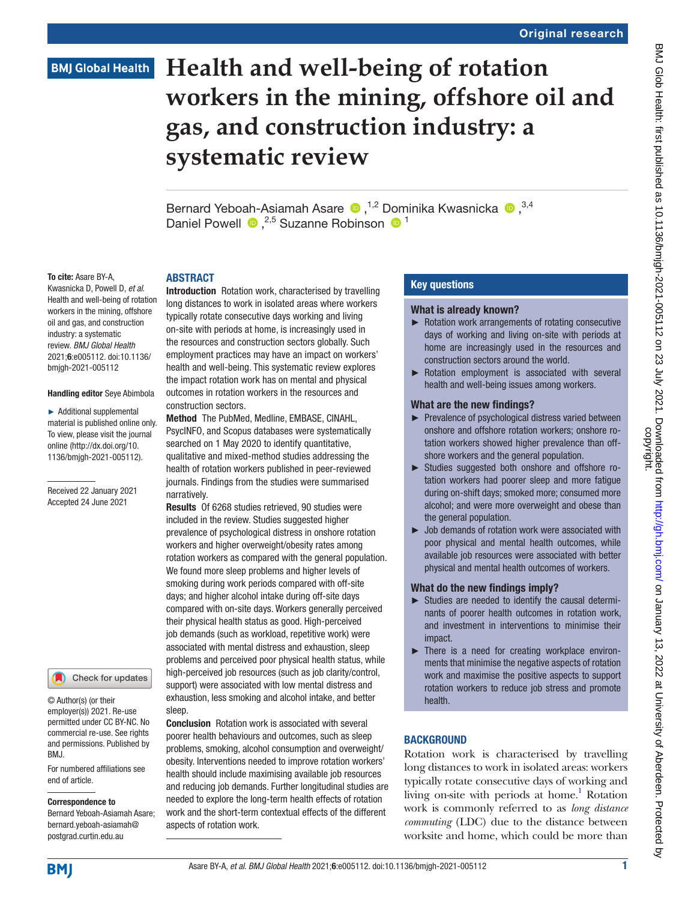Original research

# Health and well-being of rotation workers in the mining, offshore oil and gas, and construction industry: a systematic review

Bernard Yeboah-Asiamah Asare ,[1,2] Dominika Kwasnicka ,[3,4] Daniel Powell ,[2,5] Suzanne Robinson [1]

**To cite:** Asare BY-A, Kwasnicka D, Powell D, *et al*. Health and well-being of rotation workers in the mining, offshore oil and gas, and construction industry: a systematic review. *BMJ Global Health* 2021;**6**:e005112. doi:10.1136/bmjgh-2021-005112

**Handling editor** Seye Abimbola

► Additional supplemental material is published online only. To view, please visit the journal online (http://dx.doi.org/10.1136/bmjgh-2021-005112).

Received 22 January 2021
Accepted 24 June 2021

© Author(s) (or their employer(s)) 2021. Re-use permitted under CC BY-NC. No commercial re-use. See rights and permissions. Published by BMJ.

For numbered affiliations see end of article.

**Correspondence to**
Bernard Yeboah-Asiamah Asare; bernard.yeboah-asiamah@postgrad.curtin.edu.au

## ABSTRACT

**Introduction** Rotation work, characterised by travelling long distances to work in isolated areas where workers typically rotate consecutive days working and living on-site with periods at home, is increasingly used in the resources and construction sectors globally. Such employment practices may have an impact on workers' health and well-being. This systematic review explores the impact rotation work has on mental and physical outcomes in rotation workers in the resources and construction sectors.

**Method** The PubMed, Medline, EMBASE, CINAHL, PsycINFO, and Scopus databases were systematically searched on 1 May 2020 to identify quantitative, qualitative and mixed-method studies addressing the health of rotation workers published in peer-reviewed journals. Findings from the studies were summarised narratively.

**Results** Of 6268 studies retrieved, 90 studies were included in the review. Studies suggested higher prevalence of psychological distress in onshore rotation workers and higher overweight/obesity rates among rotation workers as compared with the general population. We found more sleep problems and higher levels of smoking during work periods compared with off-site days; and higher alcohol intake during off-site days compared with on-site days. Workers generally perceived their physical health status as good. High-perceived job demands (such as workload, repetitive work) were associated with mental distress and exhaustion, sleep problems and perceived poor physical health status, while high-perceived job resources (such as job clarity/control, support) were associated with low mental distress and exhaustion, less smoking and alcohol intake, and better sleep.

**Conclusion** Rotation work is associated with several poorer health behaviours and outcomes, such as sleep problems, smoking, alcohol consumption and overweight/obesity. Interventions needed to improve rotation workers' health should include maximising available job resources and reducing job demands. Further longitudinal studies are needed to explore the long-term health effects of rotation work and the short-term contextual effects of the different aspects of rotation work.

## Key questions

### What is already known?

► Rotation work arrangements of rotating consecutive days of working and living on-site with periods at home are increasingly used in the resources and construction sectors around the world.

► Rotation employment is associated with several health and well-being issues among workers.

### What are the new findings?

► Prevalence of psychological distress varied between onshore and offshore rotation workers; onshore rotation workers showed higher prevalence than offshore workers and the general population.

► Studies suggested both onshore and offshore rotation workers had poorer sleep and more fatigue during on-shift days; smoked more; consumed more alcohol; and were more overweight and obese than the general population.

► Job demands of rotation work were associated with poor physical and mental health outcomes, while available job resources were associated with better physical and mental health outcomes of workers.

### What do the new findings imply?

► Studies are needed to identify the causal determinants of poorer health outcomes in rotation work, and investment in interventions to minimise their impact.

► There is a need for creating workplace environments that minimise the negative aspects of rotation work and maximise the positive aspects to support rotation workers to reduce job stress and promote health.

## BACKGROUND

Rotation work is characterised by travelling long distances to work in isolated areas: workers typically rotate consecutive days of working and living on-site with periods at home.[1] Rotation work is commonly referred to as *long distance commuting* (LDC) due to the distance between worksite and home, which could be more than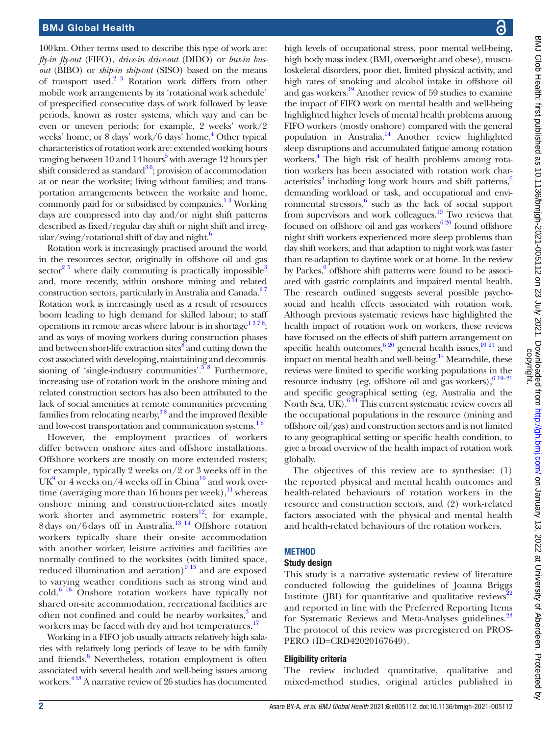100 km. Other terms used to describe this type of work are: *fly-in fly-out* (FIFO), *drive-in drive-out* (DIDO) or *bus-in bus-out* (BIBO) or *ship-in ship-out* (SISO) based on the means of transport used.[2 3] Rotation work differs from other mobile work arrangements by its 'rotational work schedule' of prespecified consecutive days of work followed by leave periods, known as roster systems, which vary and can be even or uneven periods; for example, 2 weeks' work/2 weeks' home, or 8 days' work/6 days' home.[4] Other typical characteristics of rotation work are: extended working hours ranging between 10 and 14 hours[5] with average 12 hours per shift considered as standard[3 6]; provision of accommodation at or near the worksite; living without families; and transportation arrangements between the worksite and home, commonly paid for or subsidised by companies.[1 3] Working days are compressed into day and/or night shift patterns described as fixed/regular day shift or night shift and irregular/swing/rotational shift of day and night.[6]

Rotation work is increasingly practised around the world in the resources sector, originally in offshore oil and gas sector[2 5] where daily commuting is practically impossible[3] and, more recently, within onshore mining and related construction sectors, particularly in Australia and Canada.[2 7] Rotation work is increasingly used as a result of resources boom leading to high demand for skilled labour; to staff operations in remote areas where labour is in shortage[1 3 7 8]; and as ways of moving workers during construction phases and between short-life extraction sites[8] and cutting down the cost associated with developing, maintaining and decommissioning of 'single-industry communities'.[5 8] Furthermore, increasing use of rotation work in the onshore mining and related construction sectors has also been attributed to the lack of social amenities at remote communities preventing families from relocating nearby,[3 8] and the improved flexible and low-cost transportation and communication systems.[1 8]

However, the employment practices of workers differ between onshore sites and offshore installations. Offshore workers are mostly on more extended rosters; for example, typically 2 weeks on/2 or 3 weeks off in the UK[9] or 4 weeks on/4 weeks off in China[10] and work overtime (averaging more than 16 hours per week),[11] whereas onshore mining and construction-related sites mostly work shorter and asymmetric rosters[12]; for example, 8 days on/6 days off in Australia.[13 14] Offshore rotation workers typically share their on-site accommodation with another worker, leisure activities and facilities are normally confined to the worksites (with limited space, reduced illumination and aeration)[9 15] and are exposed to varying weather conditions such as strong wind and cold.[6 16] Onshore rotation workers have typically not shared on-site accommodation, recreational facilities are often not confined and could be nearby worksites,[3] and workers may be faced with dry and hot temperatures.[17]

Working in a FIFO job usually attracts relatively high salaries with relatively long periods of leave to be with family and friends.[8] Nevertheless, rotation employment is often associated with several health and well-being issues among workers.[4 18] A narrative review of 26 studies has documented high levels of occupational stress, poor mental well-being, high body mass index (BMI, overweight and obese), musculoskeletal disorders, poor diet, limited physical activity, and high rates of smoking and alcohol intake in offshore oil and gas workers.[19] Another review of 59 studies to examine the impact of FIFO work on mental health and well-being highlighted higher levels of mental health problems among FIFO workers (mostly onshore) compared with the general population in Australia.[14] Another review highlighted sleep disruptions and accumulated fatigue among rotation workers.[4] The high risk of health problems among rotation workers has been associated with rotation work characteristics[4] including long work hours and shift patterns,[6] demanding workload or task, and occupational and environmental stressors,[6] such as the lack of social support from supervisors and work colleagues.[19] Two reviews that focused on offshore oil and gas workers[6 20] found offshore night shift workers experienced more sleep problems than day shift workers, and that adaption to night work was faster than re-adaption to daytime work or at home. In the review by Parkes,[6] offshore shift patterns were found to be associated with gastric complaints and impaired mental health. The research outlined suggests several possible psychosocial and health effects associated with rotation work. Although previous systematic reviews have highlighted the health impact of rotation work on workers, these reviews have focused on the effects of shift pattern arrangement on specific health outcomes,[6 20] general health issues,[19 21] and impact on mental health and well-being.[14] Meanwhile, these reviews were limited to specific working populations in the resource industry (eg, offshore oil and gas workers),[6 19–21] and specific geographical setting (eg, Australia and the North Sea, UK).[6 14] This current systematic review covers all the occupational populations in the resource (mining and offshore oil/gas) and construction sectors and is not limited to any geographical setting or specific health condition, to give a broad overview of the health impact of rotation work globally.

The objectives of this review are to synthesise: (1) the reported physical and mental health outcomes and health-related behaviours of rotation workers in the resource and construction sectors, and (2) work-related factors associated with the physical and mental health and health-related behaviours of the rotation workers.

## METHOD

### Study design

This study is a narrative systematic review of literature conducted following the guidelines of Joanna Briggs Institute (JBI) for quantitative and qualitative reviews[22] and reported in line with the Preferred Reporting Items for Systematic Reviews and Meta-Analyses guidelines.[23] The protocol of this review was preregistered on PROSPERO (ID=CRD42020167649).

### Eligibility criteria

The review included quantitative, qualitative and mixed-method studies, original articles published in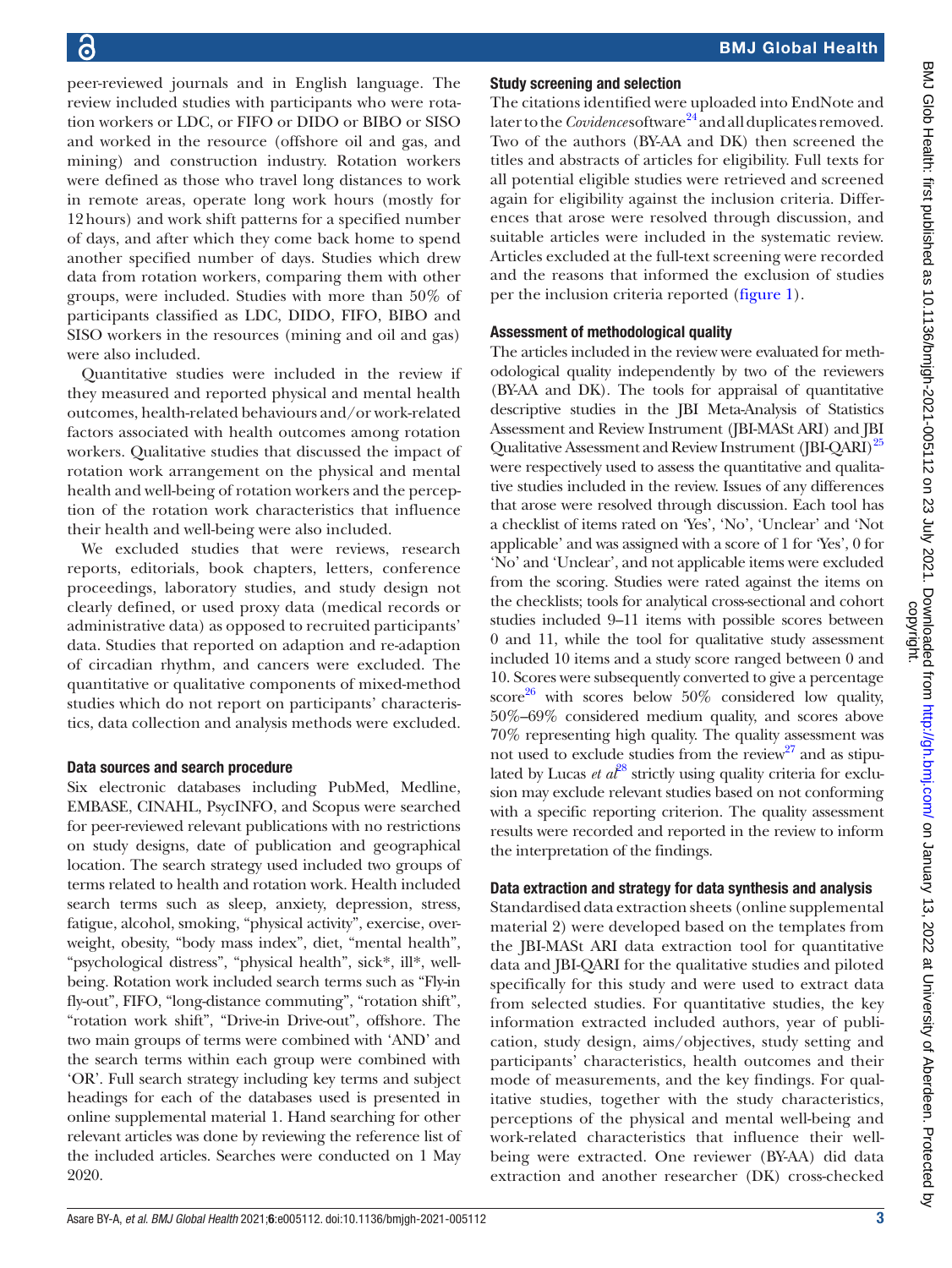peer-reviewed journals and in English language. The review included studies with participants who were rotation workers or LDC, or FIFO or DIDO or BIBO or SISO and worked in the resource (offshore oil and gas, and mining) and construction industry. Rotation workers were defined as those who travel long distances to work in remote areas, operate long work hours (mostly for 12 hours) and work shift patterns for a specified number of days, and after which they come back home to spend another specified number of days. Studies which drew data from rotation workers, comparing them with other groups, were included. Studies with more than 50% of participants classified as LDC, DIDO, FIFO, BIBO and SISO workers in the resources (mining and oil and gas) were also included.

Quantitative studies were included in the review if they measured and reported physical and mental health outcomes, health-related behaviours and/or work-related factors associated with health outcomes among rotation workers. Qualitative studies that discussed the impact of rotation work arrangement on the physical and mental health and well-being of rotation workers and the perception of the rotation work characteristics that influence their health and well-being were also included.

We excluded studies that were reviews, research reports, editorials, book chapters, letters, conference proceedings, laboratory studies, and study design not clearly defined, or used proxy data (medical records or administrative data) as opposed to recruited participants' data. Studies that reported on adaption and re-adaption of circadian rhythm, and cancers were excluded. The quantitative or qualitative components of mixed-method studies which do not report on participants' characteristics, data collection and analysis methods were excluded.

### Data sources and search procedure

Six electronic databases including PubMed, Medline, EMBASE, CINAHL, PsycINFO, and Scopus were searched for peer-reviewed relevant publications with no restrictions on study designs, date of publication and geographical location. The search strategy used included two groups of terms related to health and rotation work. Health included search terms such as sleep, anxiety, depression, stress, fatigue, alcohol, smoking, "physical activity", exercise, overweight, obesity, "body mass index", diet, "mental health", "psychological distress", "physical health", sick*, ill*, well-being. Rotation work included search terms such as "Fly-in fly-out", FIFO, "long-distance commuting", "rotation shift", "rotation work shift", "Drive-in Drive-out", offshore. The two main groups of terms were combined with 'AND' and the search terms within each group were combined with 'OR'. Full search strategy including key terms and subject headings for each of the databases used is presented in online supplemental material 1. Hand searching for other relevant articles was done by reviewing the reference list of the included articles. Searches were conducted on 1 May 2020.

### Study screening and selection

The citations identified were uploaded into EndNote and later to the *Covidence* software[24] and all duplicates removed. Two of the authors (BY-AA and DK) then screened the titles and abstracts of articles for eligibility. Full texts for all potential eligible studies were retrieved and screened again for eligibility against the inclusion criteria. Differences that arose were resolved through discussion, and suitable articles were included in the systematic review. Articles excluded at the full-text screening were recorded and the reasons that informed the exclusion of studies per the inclusion criteria reported (figure 1).

### Assessment of methodological quality

The articles included in the review were evaluated for methodological quality independently by two of the reviewers (BY-AA and DK). The tools for appraisal of quantitative descriptive studies in the JBI Meta-Analysis of Statistics Assessment and Review Instrument (JBI-MASt ARI) and JBI Qualitative Assessment and Review Instrument (JBI-QARI)[25] were respectively used to assess the quantitative and qualitative studies included in the review. Issues of any differences that arose were resolved through discussion. Each tool has a checklist of items rated on 'Yes', 'No', 'Unclear' and 'Not applicable' and was assigned with a score of 1 for 'Yes', 0 for 'No' and 'Unclear', and not applicable items were excluded from the scoring. Studies were rated against the items on the checklists; tools for analytical cross-sectional and cohort studies included 9–11 items with possible scores between 0 and 11, while the tool for qualitative study assessment included 10 items and a study score ranged between 0 and 10. Scores were subsequently converted to give a percentage score[26] with scores below 50% considered low quality, 50%–69% considered medium quality, and scores above 70% representing high quality. The quality assessment was not used to exclude studies from the review[27] and as stipulated by Lucas *et al*[28] strictly using quality criteria for exclusion may exclude relevant studies based on not conforming with a specific reporting criterion. The quality assessment results were recorded and reported in the review to inform the interpretation of the findings.

### Data extraction and strategy for data synthesis and analysis

Standardised data extraction sheets (online supplemental material 2) were developed based on the templates from the JBI-MASt ARI data extraction tool for quantitative data and JBI-QARI for the qualitative studies and piloted specifically for this study and were used to extract data from selected studies. For quantitative studies, the key information extracted included authors, year of publication, study design, aims/objectives, study setting and participants' characteristics, health outcomes and their mode of measurements, and the key findings. For qualitative studies, together with the study characteristics, perceptions of the physical and mental well-being and work-related characteristics that influence their well-being were extracted. One reviewer (BY-AA) did data extraction and another researcher (DK) cross-checked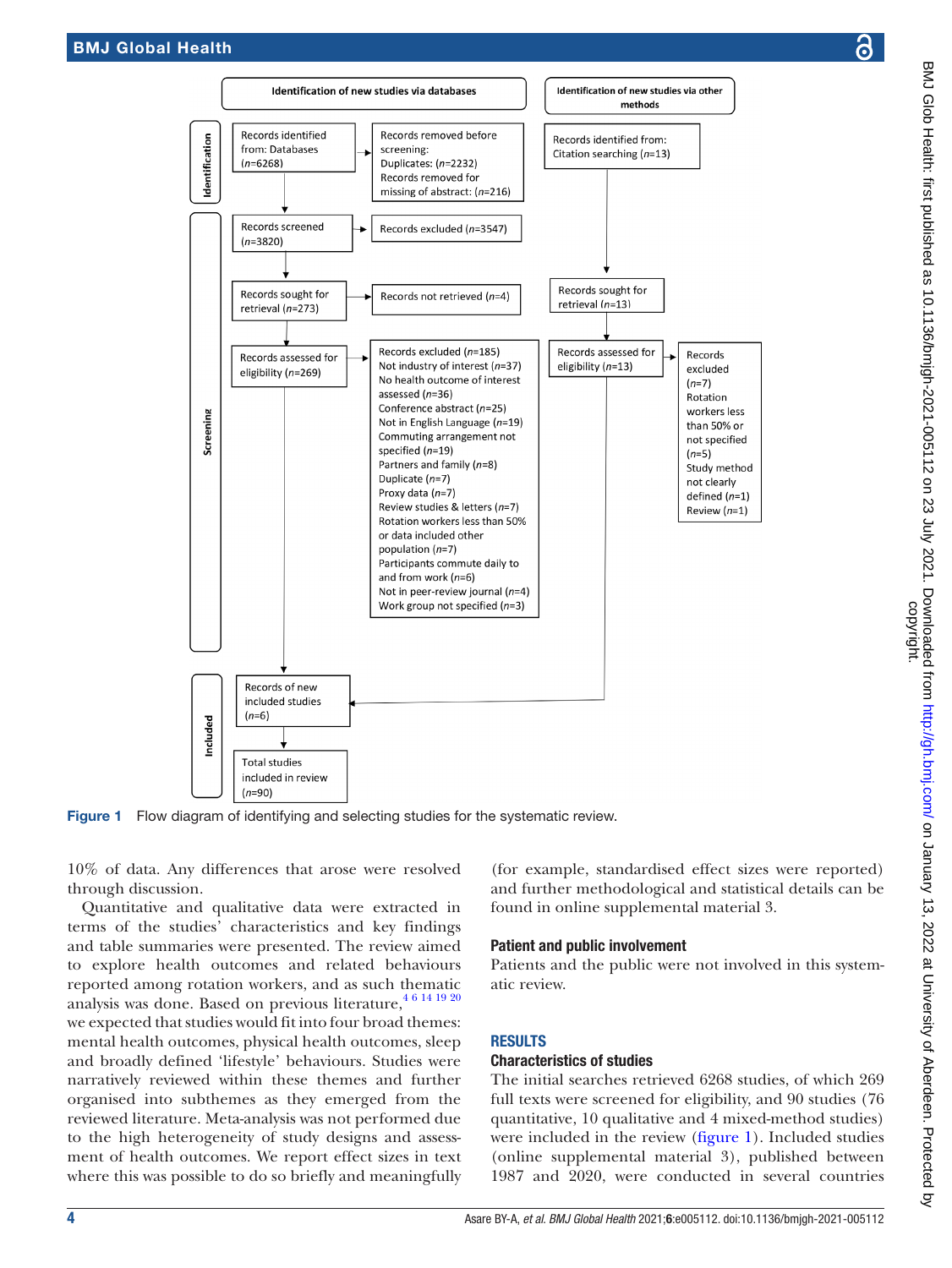**Identification of new studies via databases**

**Identification of new studies via other methods**

**Identification**

Records identified from: Databases ($n$=6268)

Records removed before screening:
Duplicates: ($n$=2232)
Records removed for missing of abstract: ($n$=216)

Records identified from:
Citation searching ($n$=13)

**Screening**

Records screened ($n$=3820)

Records excluded ($n$=3547)

Records sought for retrieval ($n$=273)

Records not retrieved ($n$=4)

Records sought for retrieval ($n$=13)

Records assessed for eligibility ($n$=269)

Records excluded ($n$=185)
Not industry of interest ($n$=37)
No health outcome of interest assessed ($n$=36)
Conference abstract ($n$=25)
Not in English Language ($n$=19)
Commuting arrangement not specified ($n$=19)
Partners and family ($n$=8)
Duplicate ($n$=7)
Proxy data ($n$=7)
Review studies & letters ($n$=7)
Rotation workers less than 50% or data included other population ($n$=7)
Participants commute daily to and from work ($n$=6)
Not in peer-review journal ($n$=4)
Work group not specified ($n$=3)

Records assessed for eligibility ($n$=13)

Records excluded ($n$=7)
Rotation workers less than 50% or not specified ($n$=5)
Study method not clearly defined ($n$=1)
Review ($n$=1)

**Included**

Records of new included studies ($n$=6)

Total studies included in review ($n$=90)

Figure 1 Flow diagram of identifying and selecting studies for the systematic review.

10% of data. Any differences that arose were resolved through discussion.

Quantitative and qualitative data were extracted in terms of the studies' characteristics and key findings and table summaries were presented. The review aimed to explore health outcomes and related behaviours reported among rotation workers, and as such thematic analysis was done. Based on previous literature,[4 6 14 19 20] we expected that studies would fit into four broad themes: mental health outcomes, physical health outcomes, sleep and broadly defined 'lifestyle' behaviours. Studies were narratively reviewed within these themes and further organised into subthemes as they emerged from the reviewed literature. Meta-analysis was not performed due to the high heterogeneity of study designs and assessment of health outcomes. We report effect sizes in text where this was possible to do so briefly and meaningfully (for example, standardised effect sizes were reported) and further methodological and statistical details can be found in online supplemental material 3.

## Patient and public involvement

Patients and the public were not involved in this systematic review.

# RESULTS

## Characteristics of studies

The initial searches retrieved 6268 studies, of which 269 full texts were screened for eligibility, and 90 studies (76 quantitative, 10 qualitative and 4 mixed-method studies) were included in the review (figure 1). Included studies (online supplemental material 3), published between 1987 and 2020, were conducted in several countries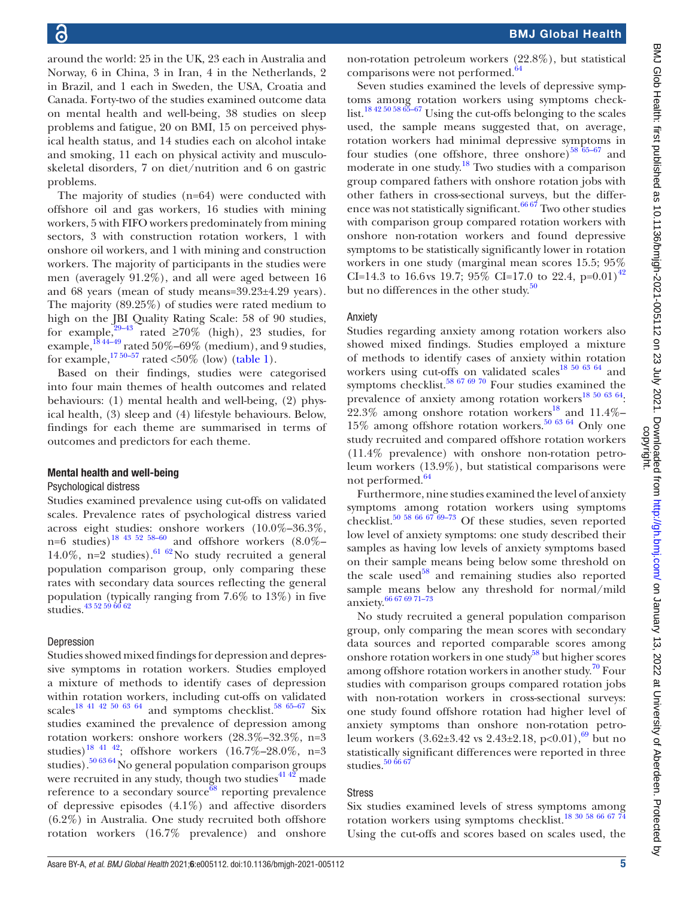around the world: 25 in the UK, 23 each in Australia and Norway, 6 in China, 3 in Iran, 4 in the Netherlands, 2 in Brazil, and 1 each in Sweden, the USA, Croatia and Canada. Forty-two of the studies examined outcome data on mental health and well-being, 38 studies on sleep problems and fatigue, 20 on BMI, 15 on perceived physical health status, and 14 studies each on alcohol intake and smoking, 11 each on physical activity and musculoskeletal disorders, 7 on diet/nutrition and 6 on gastric problems.

The majority of studies (n=64) were conducted with offshore oil and gas workers, 16 studies with mining workers, 5 with FIFO workers predominately from mining sectors, 3 with construction rotation workers, 1 with onshore oil workers, and 1 with mining and construction workers. The majority of participants in the studies were men (averagely 91.2%), and all were aged between 16 and 68 years (mean of study means=39.23±4.29 years). The majority (89.25%) of studies were rated medium to high on the JBI Quality Rating Scale: 58 of 90 studies, for example,[29–43] rated ≥70% (high), 23 studies, for example,[18 44–49] rated 50%–69% (medium), and 9 studies, for example,[17 50–57] rated <50% (low) (table 1).

Based on their findings, studies were categorised into four main themes of health outcomes and related behaviours: (1) mental health and well-being, (2) physical health, (3) sleep and (4) lifestyle behaviours. Below, findings for each theme are summarised in terms of outcomes and predictors for each theme.

## Mental health and well-being

### Psychological distress

Studies examined prevalence using cut-offs on validated scales. Prevalence rates of psychological distress varied across eight studies: onshore workers (10.0%–36.3%, n=6 studies)[18 43 52 58–60] and offshore workers (8.0%–14.0%, n=2 studies).[61 62] No study recruited a general population comparison group, only comparing these rates with secondary data sources reflecting the general population (typically ranging from 7.6% to 13%) in five studies.[43 52 59 60 62]

### Depression

Studies showed mixed findings for depression and depressive symptoms in rotation workers. Studies employed a mixture of methods to identify cases of depression within rotation workers, including cut-offs on validated scales[18 41 42 50 63 64] and symptoms checklist.[58 65–67] Six studies examined the prevalence of depression among rotation workers: onshore workers (28.3%–32.3%, n=3 studies)[18 41 42]; offshore workers (16.7%–28.0%, n=3 studies).[50 63 64] No general population comparison groups were recruited in any study, though two studies[41 42] made reference to a secondary source[68] reporting prevalence of depressive episodes (4.1%) and affective disorders (6.2%) in Australia. One study recruited both offshore rotation workers (16.7% prevalence) and onshore non-rotation petroleum workers (22.8%), but statistical comparisons were not performed.[64]

Seven studies examined the levels of depressive symptoms among rotation workers using symptoms checklist.[18 42 50 58 65–67] Using the cut-offs belonging to the scales used, the sample means suggested that, on average, rotation workers had minimal depressive symptoms in four studies (one offshore, three onshore)[58 65–67] and moderate in one study.[18] Two studies with a comparison group compared fathers with onshore rotation jobs with other fathers in cross-sectional surveys, but the difference was not statistically significant.[66 67] Two other studies with comparison group compared rotation workers with onshore non-rotation workers and found depressive symptoms to be statistically significantly lower in rotation workers in one study (marginal mean scores 15.5; 95% CI=14.3 to 16.6 vs 19.7; 95% CI=17.0 to 22.4, p=0.01)[42] but no differences in the other study.[50]

### Anxiety

Studies regarding anxiety among rotation workers also showed mixed findings. Studies employed a mixture of methods to identify cases of anxiety within rotation workers using cut-offs on validated scales[18 50 63 64] and symptoms checklist.[58 67 69 70] Four studies examined the prevalence of anxiety among rotation workers[18 50 63 64]: 22.3% among onshore rotation workers[18] and 11.4%–15% among offshore rotation workers.[50 63 64] Only one study recruited and compared offshore rotation workers (11.4% prevalence) with onshore non-rotation petroleum workers (13.9%), but statistical comparisons were not performed.[64]

Furthermore, nine studies examined the level of anxiety symptoms among rotation workers using symptoms checklist.[50 58 66 67 69–73] Of these studies, seven reported low level of anxiety symptoms: one study described their samples as having low levels of anxiety symptoms based on their sample means being below some threshold on the scale used[58] and remaining studies also reported sample means below any threshold for normal/mild anxiety.[66 67 69 71–73]

No study recruited a general population comparison group, only comparing the mean scores with secondary data sources and reported comparable scores among onshore rotation workers in one study[58] but higher scores among offshore rotation workers in another study.[70] Four studies with comparison groups compared rotation jobs with non-rotation workers in cross-sectional surveys: one study found offshore rotation had higher level of anxiety symptoms than onshore non-rotation petroleum workers (3.62±3.42 vs 2.43±2.18, p<0.01),[69] but no statistically significant differences were reported in three studies.[50 66 67]

### Stress

Six studies examined levels of stress symptoms among rotation workers using symptoms checklist.[18 30 58 66 67 74] Using the cut-offs and scores based on scales used, the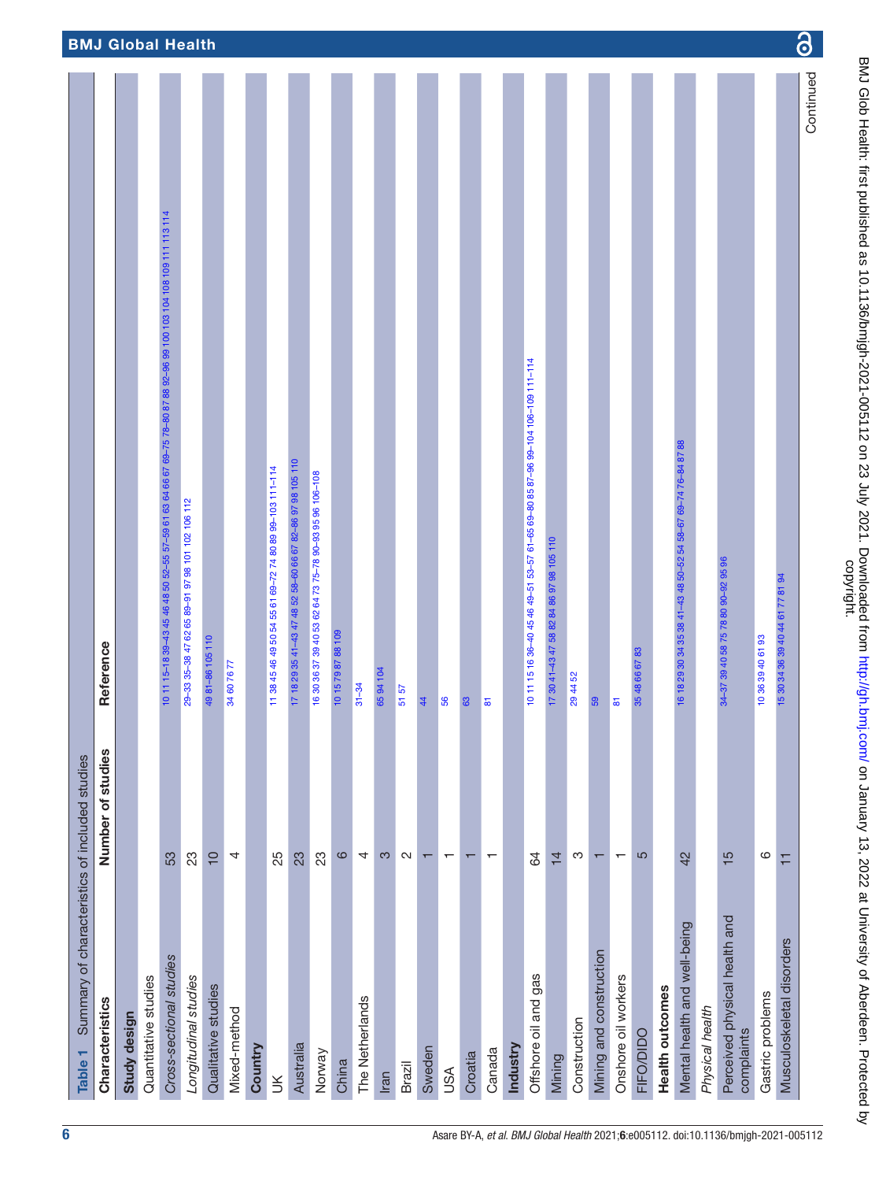**Table 1** Summary of characteristics of included studies

| Characteristics | Number of studies | Reference |
|---|---|---|
| **Study design** | | |
| Quantitative studies | | |
| *Cross-sectional studies* | 53 | 10 11 15–18 39–43 45 46 48 50 52–55 57–59 61 63 64 66 67 69–75 78–80 87 88 92–96 99 100 103 104 108 109 111 113 114 |
| *Longitudinal studies* | 23 | 29–33 35–38 47 62 65 89–91 97 98 101 102 106 112 |
| Qualitative studies | 10 | 49 81–86 105 110 |
| Mixed-method | 4 | 34 60 76 77 |
| **Country** | | |
| UK | 25 | 11 38 45 46 49 50 54 55 61 69–72 74 80 89 99–103 111–114 |
| Australia | 23 | 17 18 29 35 41–43 47 48 52 58–60 66 67 82–86 97 98 105 110 |
| Norway | 23 | 16 30 36 37 39 40 53 62 64 73 75–78 90–93 95 96 106–108 |
| China | 6 | 10 15 79 87 88 109 |
| The Netherlands | 4 | 31–34 |
| Iran | 3 | 65 94 104 |
| Brazil | 2 | 51 57 |
| Sweden | 1 | 44 |
| USA | 1 | 56 |
| Croatia | 1 | 63 |
| Canada | 1 | 81 |
| **Industry** | | |
| Offshore oil and gas | 64 | 10 11 15 16 36–40 45 46 49–51 53–57 61–65 69–80 85 87–96 99–104 106–109 111–114 |
| Mining | 14 | 17 30 41–43 47 58 82 84 86 97 98 105 110 |
| Construction | 3 | 29 44 52 |
| Mining and construction | 1 | 59 |
| Onshore oil workers | 1 | 81 |
| FIFO/DIDO | 5 | 35 48 66 67 83 |
| **Health outcomes** | | |
| Mental health and well-being | 42 | 16 18 29 30 34 35 38 41–43 48 50–52 54 58–67 69–74 76–84 87 88 |
| *Physical health* | | |
| Perceived physical health and complaints | 15 | 34–37 39 40 58 75 78 80 90–92 95 96 |
| Gastric problems | 6 | 10 36 39 40 61 93 |
| Musculoskeletal disorders | 11 | 15 30 34 36 39 40 44 61 77 81 94 |

Continued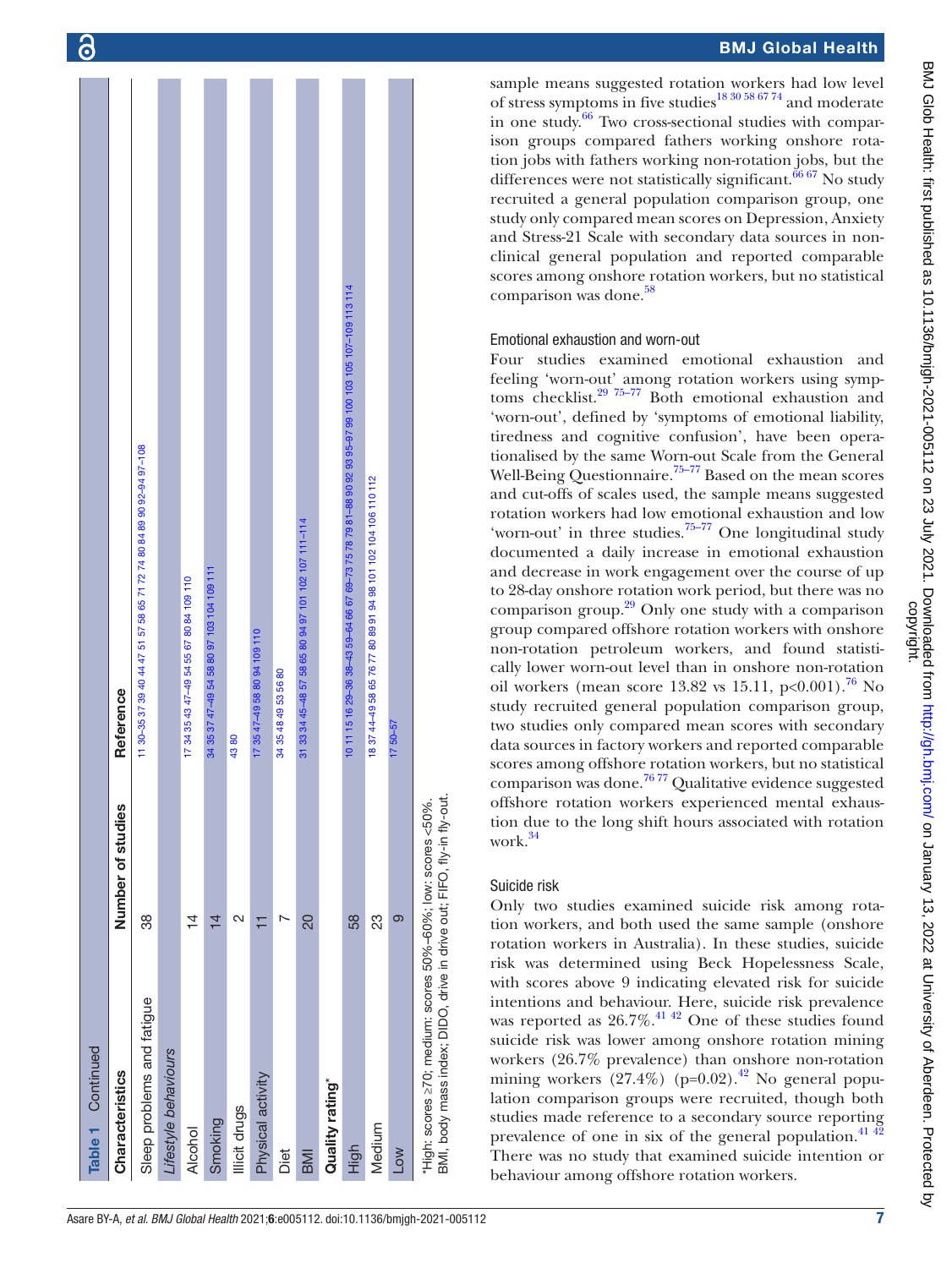**Table 1** Continued

| Characteristics | Number of studies | Reference |
|---|---|---|
| Sleep problems and fatigue | 38 | 11 30–35 37 39 40 44 47 51 57 58 65 71 72 74 80 84 89 90 92–94 97–108 |
| *Lifestyle behaviours* | | |
| Alcohol | 14 | 17 34 35 43 47–49 54 55 67 80 84 109 110 |
| Smoking | 14 | 34 35 37 47–49 54 58 80 97 103 104 109 111 |
| Illicit drugs | 2 | 43 80 |
| Physical activity | 11 | 17 35 47–49 58 80 94 109 110 |
| Diet | 7 | 34 35 48 49 53 56 80 |
| BMI | 20 | 31 33 34 45–48 57 58 65 80 94 97 101 102 107 111–114 |
| **Quality rating*** | | |
| High | 58 | 10 11 15 16 29–36 38–43 59–64 66 67 69–73 75 78 79 81–88 90 92 93 95–97 99 100 103 105 107–109 113 114 |
| Medium | 23 | 18 37 44–49 58 65 76 77 80 89 91 94 98 101 102 104 106 110 112 |
| Low | 9 | 17 50–57 |

*High: scores ≥70; medium: scores 50%–60%; low: scores <50%.
BMI, body mass index; DIDO, drive in drive out; FIFO, fly-in fly-out.

sample means suggested rotation workers had low level of stress symptoms in five studies[18 30 58 67 74] and moderate in one study.[66] Two cross-sectional studies with comparison groups compared fathers working onshore rotation jobs with fathers working non-rotation jobs, but the differences were not statistically significant.[66 67] No study recruited a general population comparison group, one study only compared mean scores on Depression, Anxiety and Stress-21 Scale with secondary data sources in non-clinical general population and reported comparable scores among onshore rotation workers, but no statistical comparison was done.[58]

### Emotional exhaustion and worn-out

Four studies examined emotional exhaustion and feeling 'worn-out' among rotation workers using symptoms checklist.[29 75–77] Both emotional exhaustion and 'worn-out', defined by 'symptoms of emotional liability, tiredness and cognitive confusion', have been operationalised by the same Worn-out Scale from the General Well-Being Questionnaire.[75–77] Based on the mean scores and cut-offs of scales used, the sample means suggested rotation workers had low emotional exhaustion and low 'worn-out' in three studies.[75–77] One longitudinal study documented a daily increase in emotional exhaustion and decrease in work engagement over the course of up to 28-day onshore rotation work period, but there was no comparison group.[29] Only one study with a comparison group compared offshore rotation workers with onshore non-rotation petroleum workers, and found statistically lower worn-out level than in onshore non-rotation oil workers (mean score 13.82 vs 15.11, $p<0.001$).[76] No study recruited general population comparison group, two studies only compared mean scores with secondary data sources in factory workers and reported comparable scores among offshore rotation workers, but no statistical comparison was done.[76 77] Qualitative evidence suggested offshore rotation workers experienced mental exhaustion due to the long shift hours associated with rotation work.[34]

### Suicide risk

Only two studies examined suicide risk among rotation workers, and both used the same sample (onshore rotation workers in Australia). In these studies, suicide risk was determined using Beck Hopelessness Scale, with scores above 9 indicating elevated risk for suicide intentions and behaviour. Here, suicide risk prevalence was reported as 26.7%.[41 42] One of these studies found suicide risk was lower among onshore rotation mining workers (26.7% prevalence) than onshore non-rotation mining workers (27.4%) ($p=0.02$).[42] No general population comparison groups were recruited, though both studies made reference to a secondary source reporting prevalence of one in six of the general population.[41 42] There was no study that examined suicide intention or behaviour among offshore rotation workers.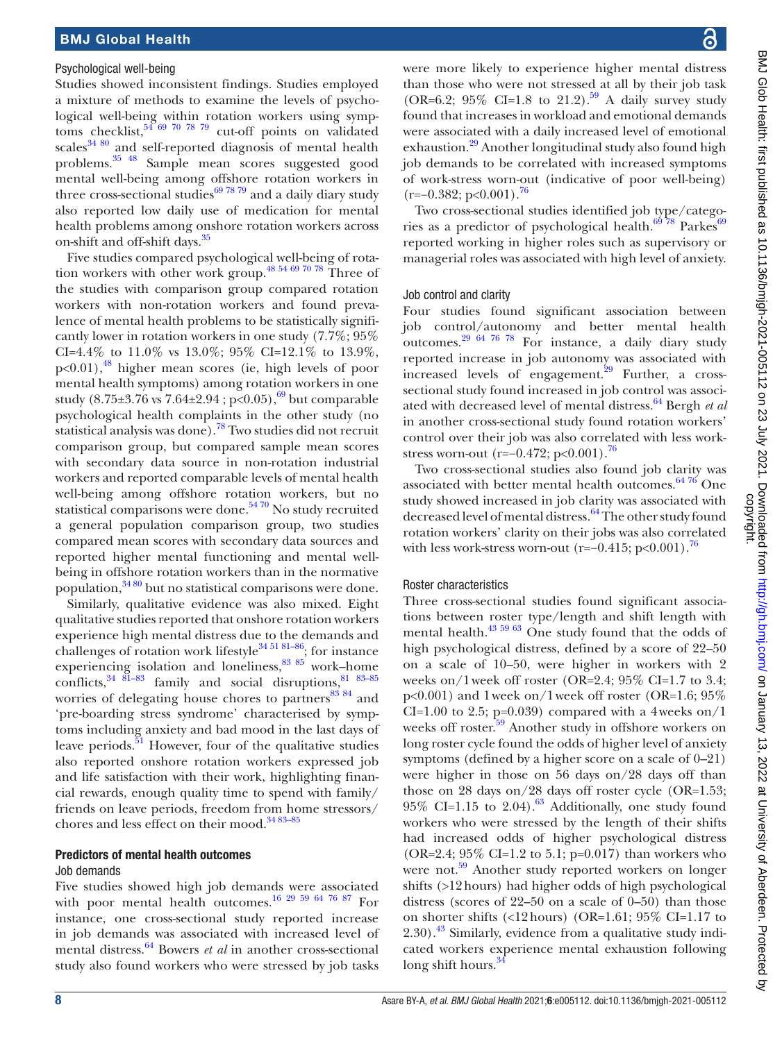### Psychological well-being

Studies showed inconsistent findings. Studies employed a mixture of methods to examine the levels of psychological well-being within rotation workers using symptoms checklist,[54 69 70 78 79] cut-off points on validated scales[34 80] and self-reported diagnosis of mental health problems.[35 48] Sample mean scores suggested good mental well-being among offshore rotation workers in three cross-sectional studies[69 78 79] and a daily diary study also reported low daily use of medication for mental health problems among onshore rotation workers across on-shift and off-shift days.[35]

Five studies compared psychological well-being of rotation workers with other work group.[48 54 69 70 78] Three of the studies with comparison group compared rotation workers with non-rotation workers and found prevalence of mental health problems to be statistically significantly lower in rotation workers in one study (7.7%; 95% CI=4.4% to 11.0% vs 13.0%; 95% CI=12.1% to 13.9%, p<0.01),[48] higher mean scores (ie, high levels of poor mental health symptoms) among rotation workers in one study (8.75±3.76 vs 7.64±2.94 ; p<0.05),[69] but comparable psychological health complaints in the other study (no statistical analysis was done).[78] Two studies did not recruit comparison group, but compared sample mean scores with secondary data source in non-rotation industrial workers and reported comparable levels of mental health well-being among offshore rotation workers, but no statistical comparisons were done.[54 70] No study recruited a general population comparison group, two studies compared mean scores with secondary data sources and reported higher mental functioning and mental well-being in offshore rotation workers than in the normative population,[34 80] but no statistical comparisons were done.

Similarly, qualitative evidence was also mixed. Eight qualitative studies reported that onshore rotation workers experience high mental distress due to the demands and challenges of rotation work lifestyle[34 51 81–86]; for instance experiencing isolation and loneliness,[83 85] work–home conflicts,[34 81–83] family and social disruptions,[81 83–85] worries of delegating house chores to partners[83 84] and 'pre-boarding stress syndrome' characterised by symptoms including anxiety and bad mood in the last days of leave periods.[51] However, four of the qualitative studies also reported onshore rotation workers expressed job and life satisfaction with their work, highlighting financial rewards, enough quality time to spend with family/friends on leave periods, freedom from home stressors/chores and less effect on their mood.[34 83–85]

## Predictors of mental health outcomes

### Job demands

Five studies showed high job demands were associated with poor mental health outcomes.[16 29 59 64 76 87] For instance, one cross-sectional study reported increase in job demands was associated with increased level of mental distress.[64] Bowers *et al* in another cross-sectional study also found workers who were stressed by job tasks were more likely to experience higher mental distress than those who were not stressed at all by their job task (OR=6.2; 95% CI=1.8 to 21.2).[59] A daily survey study found that increases in workload and emotional demands were associated with a daily increased level of emotional exhaustion.[29] Another longitudinal study also found high job demands to be correlated with increased symptoms of work-stress worn-out (indicative of poor well-being) (r=−0.382; p<0.001).[76]

Two cross-sectional studies identified job type/categories as a predictor of psychological health.[69 78] Parkes[69] reported working in higher roles such as supervisory or managerial roles was associated with high level of anxiety.

### Job control and clarity

Four studies found significant association between job control/autonomy and better mental health outcomes.[29 64 76 78] For instance, a daily diary study reported increase in job autonomy was associated with increased levels of engagement.[29] Further, a cross-sectional study found increased in job control was associated with decreased level of mental distress.[64] Bergh *et al* in another cross-sectional study found rotation workers' control over their job was also correlated with less work-stress worn-out (r=−0.472; p<0.001).[76]

Two cross-sectional studies also found job clarity was associated with better mental health outcomes.[64 76] One study showed increased in job clarity was associated with decreased level of mental distress.[64] The other study found rotation workers' clarity on their jobs was also correlated with less work-stress worn-out (r=−0.415; p<0.001).[76]

### Roster characteristics

Three cross-sectional studies found significant associations between roster type/length and shift length with mental health.[43 59 63] One study found that the odds of high psychological distress, defined by a score of 22–50 on a scale of 10–50, were higher in workers with 2 weeks on/1week off roster (OR=2.4; 95% CI=1.7 to 3.4; p<0.001) and 1week on/1week off roster (OR=1.6; 95% CI=1.00 to 2.5; p=0.039) compared with a 4weeks on/1 weeks off roster.[59] Another study in offshore workers on long roster cycle found the odds of higher level of anxiety symptoms (defined by a higher score on a scale of 0–21) were higher in those on 56 days on/28 days off than those on 28 days on/28 days off roster cycle (OR=1.53; 95% CI=1.15 to 2.04).[63] Additionally, one study found workers who were stressed by the length of their shifts had increased odds of higher psychological distress (OR=2.4; 95% CI=1.2 to 5.1; p=0.017) than workers who were not.[59] Another study reported workers on longer shifts (>12hours) had higher odds of high psychological distress (scores of 22–50 on a scale of 0–50) than those on shorter shifts (<12hours) (OR=1.61; 95% CI=1.17 to 2.30).[43] Similarly, evidence from a qualitative study indicated workers experience mental exhaustion following long shift hours.[34]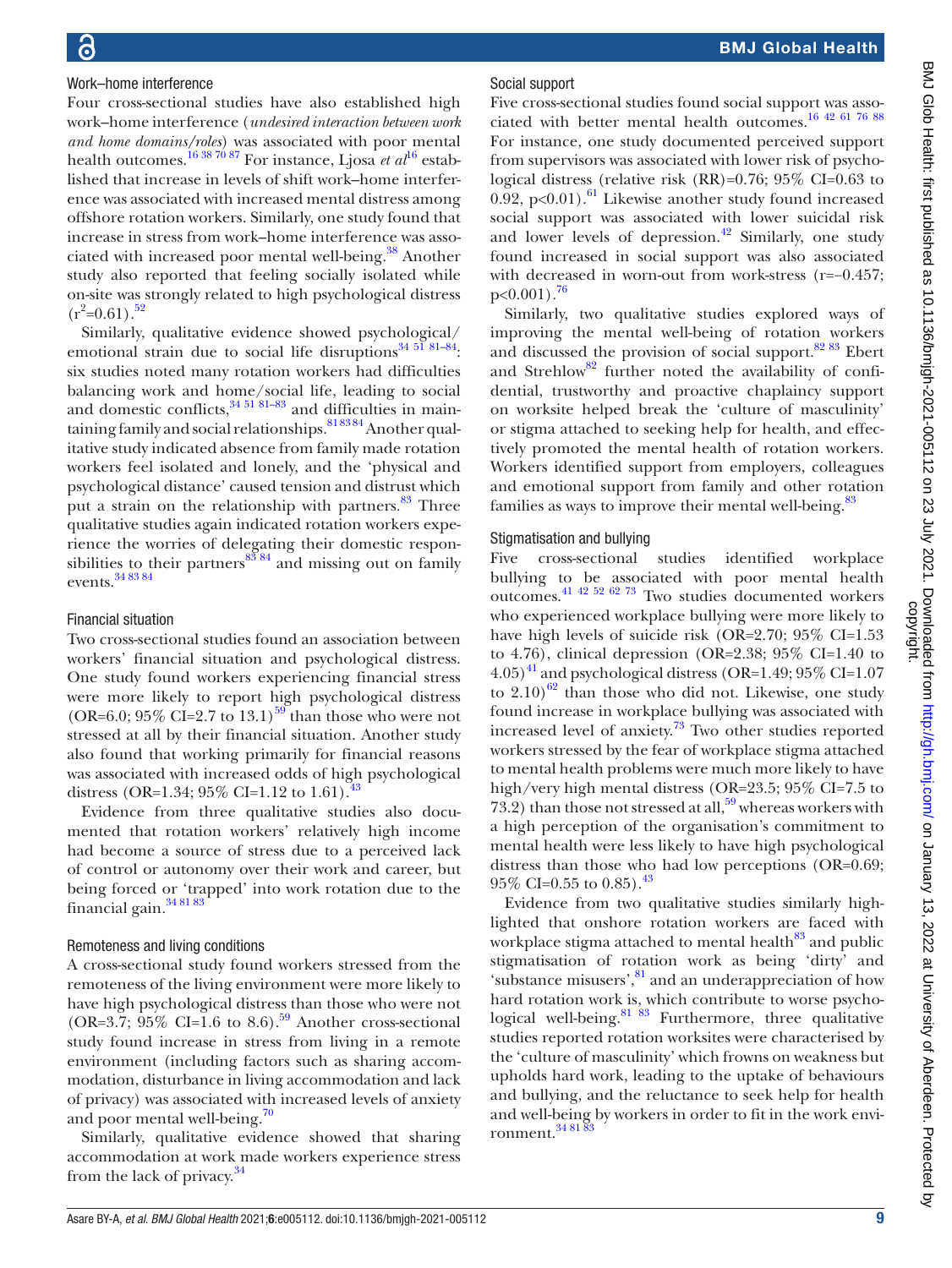### Work–home interference

Four cross-sectional studies have also established high work–home interference (*undesired interaction between work and home domains/roles*) was associated with poor mental health outcomes.[16 38 70 87] For instance, Ljosa *et al*[16] established that increase in levels of shift work–home interference was associated with increased mental distress among offshore rotation workers. Similarly, one study found that increase in stress from work–home interference was associated with increased poor mental well-being.[38] Another study also reported that feeling socially isolated while on-site was strongly related to high psychological distress ($r^2$=0.61).[52]

Similarly, qualitative evidence showed psychological/emotional strain due to social life disruptions[34 51 81–84]: six studies noted many rotation workers had difficulties balancing work and home/social life, leading to social and domestic conflicts,[34 51 81–83] and difficulties in maintaining family and social relationships.[81 83 84] Another qualitative study indicated absence from family made rotation workers feel isolated and lonely, and the 'physical and psychological distance' caused tension and distrust which put a strain on the relationship with partners.[83] Three qualitative studies again indicated rotation workers experience the worries of delegating their domestic responsibilities to their partners[83 84] and missing out on family events.[34 83 84]

### Financial situation

Two cross-sectional studies found an association between workers' financial situation and psychological distress. One study found workers experiencing financial stress were more likely to report high psychological distress (OR=6.0; 95% CI=2.7 to 13.1)[59] than those who were not stressed at all by their financial situation. Another study also found that working primarily for financial reasons was associated with increased odds of high psychological distress (OR=1.34; 95% CI=1.12 to 1.61).[43]

Evidence from three qualitative studies also documented that rotation workers' relatively high income had become a source of stress due to a perceived lack of control or autonomy over their work and career, but being forced or 'trapped' into work rotation due to the financial gain.[34 81 83]

### Remoteness and living conditions

A cross-sectional study found workers stressed from the remoteness of the living environment were more likely to have high psychological distress than those who were not (OR=3.7; 95% CI=1.6 to 8.6).[59] Another cross-sectional study found increase in stress from living in a remote environment (including factors such as sharing accommodation, disturbance in living accommodation and lack of privacy) was associated with increased levels of anxiety and poor mental well-being.[70]

Similarly, qualitative evidence showed that sharing accommodation at work made workers experience stress from the lack of privacy.[34]

### Social support

Five cross-sectional studies found social support was associated with better mental health outcomes.[16 42 61 76 88] For instance, one study documented perceived support from supervisors was associated with lower risk of psychological distress (relative risk (RR)=0.76; 95% CI=0.63 to 0.92, p<0.01).[61] Likewise another study found increased social support was associated with lower suicidal risk and lower levels of depression.[42] Similarly, one study found increased in social support was also associated with decreased in worn-out from work-stress (r=−0.457; p<0.001).[76]

Similarly, two qualitative studies explored ways of improving the mental well-being of rotation workers and discussed the provision of social support.[82 83] Ebert and Strehlow[82] further noted the availability of confidential, trustworthy and proactive chaplaincy support on worksite helped break the 'culture of masculinity' or stigma attached to seeking help for health, and effectively promoted the mental health of rotation workers. Workers identified support from employers, colleagues and emotional support from family and other rotation families as ways to improve their mental well-being.[83]

### Stigmatisation and bullying

Five cross-sectional studies identified workplace bullying to be associated with poor mental health outcomes.[41 42 52 62 73] Two studies documented workers who experienced workplace bullying were more likely to have high levels of suicide risk (OR=2.70; 95% CI=1.53 to 4.76), clinical depression (OR=2.38; 95% CI=1.40 to 4.05)[41] and psychological distress (OR=1.49; 95% CI=1.07 to 2.10)[62] than those who did not. Likewise, one study found increase in workplace bullying was associated with increased level of anxiety.[73] Two other studies reported workers stressed by the fear of workplace stigma attached to mental health problems were much more likely to have high/very high mental distress (OR=23.5; 95% CI=7.5 to 73.2) than those not stressed at all,[59] whereas workers with a high perception of the organisation's commitment to mental health were less likely to have high psychological distress than those who had low perceptions (OR=0.69; 95% CI=0.55 to 0.85).[43]

Evidence from two qualitative studies similarly highlighted that onshore rotation workers are faced with workplace stigma attached to mental health[83] and public stigmatisation of rotation work as being 'dirty' and 'substance misusers',[81] and an underappreciation of how hard rotation work is, which contribute to worse psychological well-being.[81 83] Furthermore, three qualitative studies reported rotation worksites were characterised by the 'culture of masculinity' which frowns on weakness but upholds hard work, leading to the uptake of behaviours and bullying, and the reluctance to seek help for health and well-being by workers in order to fit in the work environment.[34 81 83]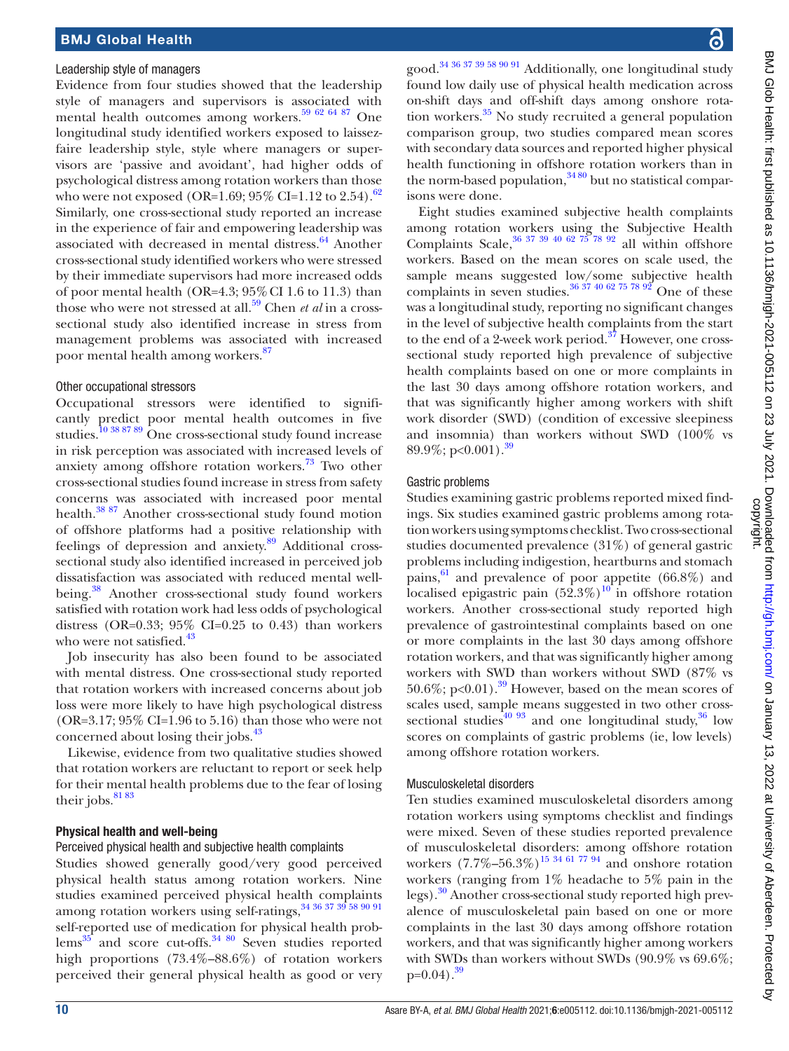#### Leadership style of managers

Evidence from four studies showed that the leadership style of managers and supervisors is associated with mental health outcomes among workers.[59 62 64 87] One longitudinal study identified workers exposed to laissez-faire leadership style, style where managers or supervisors are 'passive and avoidant', had higher odds of psychological distress among rotation workers than those who were not exposed (OR=1.69; 95% CI=1.12 to 2.54).[62] Similarly, one cross-sectional study reported an increase in the experience of fair and empowering leadership was associated with decreased in mental distress.[64] Another cross-sectional study identified workers who were stressed by their immediate supervisors had more increased odds of poor mental health (OR=4.3; 95% CI 1.6 to 11.3) than those who were not stressed at all.[59] Chen *et al* in a cross-sectional study also identified increase in stress from management problems was associated with increased poor mental health among workers.[87]

#### Other occupational stressors

Occupational stressors were identified to significantly predict poor mental health outcomes in five studies.[10 38 87 89] One cross-sectional study found increase in risk perception was associated with increased levels of anxiety among offshore rotation workers.[73] Two other cross-sectional studies found increase in stress from safety concerns was associated with increased poor mental health.[38 87] Another cross-sectional study found motion of offshore platforms had a positive relationship with feelings of depression and anxiety.[89] Additional cross-sectional study also identified increased in perceived job dissatisfaction was associated with reduced mental well-being.[38] Another cross-sectional study found workers satisfied with rotation work had less odds of psychological distress (OR=0.33; 95% CI=0.25 to 0.43) than workers who were not satisfied.[43]

Job insecurity has also been found to be associated with mental distress. One cross-sectional study reported that rotation workers with increased concerns about job loss were more likely to have high psychological distress (OR=3.17; 95% CI=1.96 to 5.16) than those who were not concerned about losing their jobs.[43]

Likewise, evidence from two qualitative studies showed that rotation workers are reluctant to report or seek help for their mental health problems due to the fear of losing their jobs.[81 83]

### Physical health and well-being

#### Perceived physical health and subjective health complaints

Studies showed generally good/very good perceived physical health status among rotation workers. Nine studies examined perceived physical health complaints among rotation workers using self-ratings,[34 36 37 39 58 90 91] self-reported use of medication for physical health problems[35] and score cut-offs.[34 80] Seven studies reported high proportions (73.4%–88.6%) of rotation workers perceived their general physical health as good or very good.[34 36 37 39 58 90 91] Additionally, one longitudinal study found low daily use of physical health medication across on-shift days and off-shift days among onshore rotation workers.[35] No study recruited a general population comparison group, two studies compared mean scores with secondary data sources and reported higher physical health functioning in offshore rotation workers than in the norm-based population,[34 80] but no statistical comparisons were done.

Eight studies examined subjective health complaints among rotation workers using the Subjective Health Complaints Scale,[36 37 39 40 62 75 78 92] all within offshore workers. Based on the mean scores on scale used, the sample means suggested low/some subjective health complaints in seven studies.[36 37 40 62 75 78 92] One of these was a longitudinal study, reporting no significant changes in the level of subjective health complaints from the start to the end of a 2-week work period.[37] However, one cross-sectional study reported high prevalence of subjective health complaints based on one or more complaints in the last 30 days among offshore rotation workers, and that was significantly higher among workers with shift work disorder (SWD) (condition of excessive sleepiness and insomnia) than workers without SWD (100% vs 89.9%; $p<0.001$).[39]

#### Gastric problems

Studies examining gastric problems reported mixed findings. Six studies examined gastric problems among rotation workers using symptoms checklist. Two cross-sectional studies documented prevalence (31%) of general gastric problems including indigestion, heartburns and stomach pains,[61] and prevalence of poor appetite (66.8%) and localised epigastric pain (52.3%)[10] in offshore rotation workers. Another cross-sectional study reported high prevalence of gastrointestinal complaints based on one or more complaints in the last 30 days among offshore rotation workers, and that was significantly higher among workers with SWD than workers without SWD (87% vs 50.6%; $p<0.01$).[39] However, based on the mean scores of scales used, sample means suggested in two other cross-sectional studies[40 93] and one longitudinal study,[36] low scores on complaints of gastric problems (ie, low levels) among offshore rotation workers.

#### Musculoskeletal disorders

Ten studies examined musculoskeletal disorders among rotation workers using symptoms checklist and findings were mixed. Seven of these studies reported prevalence of musculoskeletal disorders: among offshore rotation workers (7.7%–56.3%)[15 34 61 77 94] and onshore rotation workers (ranging from 1% headache to 5% pain in the legs).[30] Another cross-sectional study reported high prevalence of musculoskeletal pain based on one or more complaints in the last 30 days among offshore rotation workers, and that was significantly higher among workers with SWDs than workers without SWDs (90.9% vs 69.6%; $p=0.04$).[39]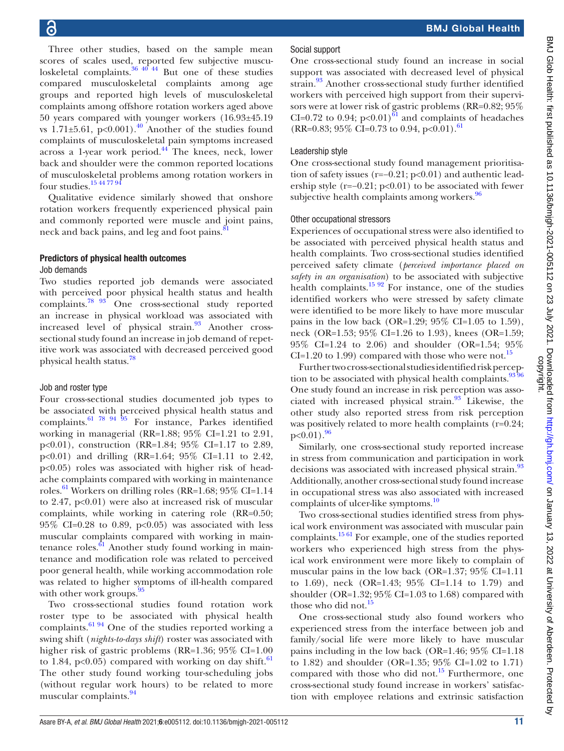Three other studies, based on the sample mean scores of scales used, reported few subjective musculoskeletal complaints.[36 40 44] But one of these studies compared musculoskeletal complaints among age groups and reported high levels of musculoskeletal complaints among offshore rotation workers aged above 50 years compared with younger workers (16.93±45.19 vs 1.71±5.61, p<0.001).[40] Another of the studies found complaints of musculoskeletal pain symptoms increased across a 1-year work period.[44] The knees, neck, lower back and shoulder were the common reported locations of musculoskeletal problems among rotation workers in four studies.[15 44 77 94]

Qualitative evidence similarly showed that onshore rotation workers frequently experienced physical pain and commonly reported were muscle and joint pains, neck and back pains, and leg and foot pains.[81]

### Predictors of physical health outcomes

#### Job demands

Two studies reported job demands were associated with perceived poor physical health status and health complaints.[78 93] One cross-sectional study reported an increase in physical workload was associated with increased level of physical strain.[93] Another cross-sectional study found an increase in job demand of repetitive work was associated with decreased perceived good physical health status.[78]

#### Job and roster type

Four cross-sectional studies documented job types to be associated with perceived physical health status and complaints.[61 78 94 95] For instance, Parkes identified working in managerial (RR=1.88; 95% CI=1.21 to 2.91, p<0.01), construction (RR=1.84; 95% CI=1.17 to 2.89, p<0.01) and drilling (RR=1.64; 95% CI=1.11 to 2.42, p<0.05) roles was associated with higher risk of headache complaints compared with working in maintenance roles.[61] Workers on drilling roles (RR=1.68; 95% CI=1.14 to 2.47, p<0.01) were also at increased risk of muscular complaints, while working in catering role (RR=0.50; 95% CI=0.28 to 0.89, p<0.05) was associated with less muscular complaints compared with working in maintenance roles.[61] Another study found working in maintenance and modification role was related to perceived poor general health, while working accommodation role was related to higher symptoms of ill-health compared with other work groups.[95]

Two cross-sectional studies found rotation work roster type to be associated with physical health complaints.[61 94] One of the studies reported working a swing shift (*nights-to-days shift*) roster was associated with higher risk of gastric problems (RR=1.36; 95% CI=1.00 to 1.84, p<0.05) compared with working on day shift.[61] The other study found working tour-scheduling jobs (without regular work hours) to be related to more muscular complaints.[94]

#### Social support

One cross-sectional study found an increase in social support was associated with decreased level of physical strain.[93] Another cross-sectional study further identified workers with perceived high support from their supervisors were at lower risk of gastric problems (RR=0.82; 95% CI=0.72 to 0.94; p<0.01)[61] and complaints of headaches (RR=0.83; 95% CI=0.73 to 0.94, p<0.01).[61]

#### Leadership style

One cross-sectional study found management prioritisation of safety issues (r=−0.21; p<0.01) and authentic leadership style (r=−0.21; p<0.01) to be associated with fewer subjective health complaints among workers.[96]

#### Other occupational stressors

Experiences of occupational stress were also identified to be associated with perceived physical health status and health complaints. Two cross-sectional studies identified perceived safety climate (*perceived importance placed on safety in an organisation*) to be associated with subjective health complaints.[15 92] For instance, one of the studies identified workers who were stressed by safety climate were identified to be more likely to have more muscular pains in the low back (OR=1.29; 95% CI=1.05 to 1.59), neck (OR=1.53; 95% CI=1.26 to 1.93), knees (OR=1.59; 95% CI=1.24 to 2.06) and shoulder (OR=1.54; 95% CI=1.20 to 1.99) compared with those who were not.[15]

Further two cross-sectional studies identified risk perception to be associated with physical health complaints.[93 96] One study found an increase in risk perception was associated with increased physical strain.[93] Likewise, the other study also reported stress from risk perception was positively related to more health complaints (r=0.24; p<0.01).[96]

Similarly, one cross-sectional study reported increase in stress from communication and participation in work decisions was associated with increased physical strain.[93] Additionally, another cross-sectional study found increase in occupational stress was also associated with increased complaints of ulcer-like symptoms.[10]

Two cross-sectional studies identified stress from physical work environment was associated with muscular pain complaints.[15 61] For example, one of the studies reported workers who experienced high stress from the physical work environment were more likely to complain of muscular pains in the low back (OR=1.37; 95% CI=1.11 to 1.69), neck (OR=1.43; 95% CI=1.14 to 1.79) and shoulder (OR=1.32; 95% CI=1.03 to 1.68) compared with those who did not.[15]

One cross-sectional study also found workers who experienced stress from the interface between job and family/social life were more likely to have muscular pains including in the low back (OR=1.46; 95% CI=1.18 to 1.82) and shoulder (OR=1.35; 95% CI=1.02 to 1.71) compared with those who did not.[15] Furthermore, one cross-sectional study found increase in workers' satisfaction with employee relations and extrinsic satisfaction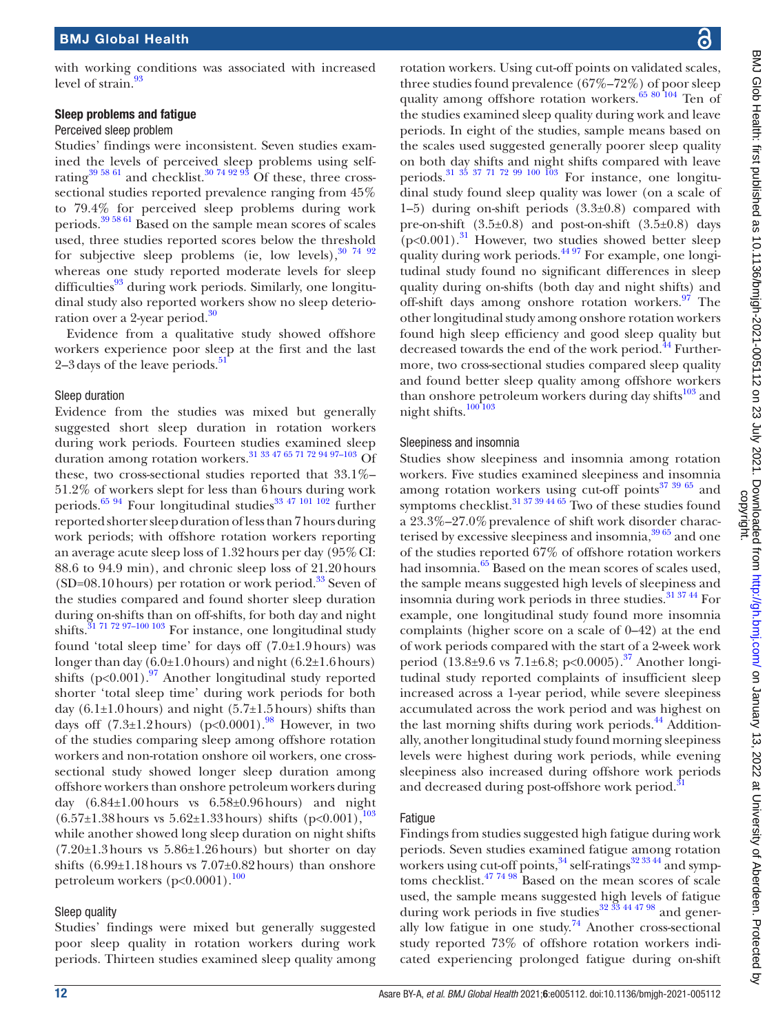with working conditions was associated with increased level of strain.[93]

### Sleep problems and fatigue

#### Perceived sleep problem

Studies' findings were inconsistent. Seven studies examined the levels of perceived sleep problems using self-rating[39 58 61] and checklist.[30 74 92 93] Of these, three cross-sectional studies reported prevalence ranging from 45% to 79.4% for perceived sleep problems during work periods.[39 58 61] Based on the sample mean scores of scales used, three studies reported scores below the threshold for subjective sleep problems (ie, low levels),[30 74 92] whereas one study reported moderate levels for sleep difficulties[93] during work periods. Similarly, one longitudinal study also reported workers show no sleep deterioration over a 2-year period.[30]

Evidence from a qualitative study showed offshore workers experience poor sleep at the first and the last 2–3 days of the leave periods.[51]

#### Sleep duration

Evidence from the studies was mixed but generally suggested short sleep duration in rotation workers during work periods. Fourteen studies examined sleep duration among rotation workers.[31 33 47 65 71 72 94 97–103] Of these, two cross-sectional studies reported that 33.1%–51.2% of workers slept for less than 6 hours during work periods.[65 94] Four longitudinal studies[33 47 101 102] further reported shorter sleep duration of less than 7 hours during work periods; with offshore rotation workers reporting an average acute sleep loss of 1.32 hours per day (95% CI: 88.6 to 94.9 min), and chronic sleep loss of 21.20 hours (SD=08.10 hours) per rotation or work period.[33] Seven of the studies compared and found shorter sleep duration during on-shifts than on off-shifts, for both day and night shifts.[31 71 72 97–100 103] For instance, one longitudinal study found 'total sleep time' for days off (7.0±1.9 hours) was longer than day (6.0±1.0 hours) and night (6.2±1.6 hours) shifts ($p<0.001$).[97] Another longitudinal study reported shorter 'total sleep time' during work periods for both day (6.1±1.0 hours) and night (5.7±1.5 hours) shifts than days off (7.3±1.2 hours) ($p<0.0001$).[98] However, in two of the studies comparing sleep among offshore rotation workers and non-rotation onshore oil workers, one cross-sectional study showed longer sleep duration among offshore workers than onshore petroleum workers during day (6.84±1.00 hours vs 6.58±0.96 hours) and night (6.57±1.38 hours vs 5.62±1.33 hours) shifts ($p<0.001$),[103] while another showed long sleep duration on night shifts (7.20±1.3 hours vs 5.86±1.26 hours) but shorter on day shifts (6.99±1.18 hours vs 7.07±0.82 hours) than onshore petroleum workers ($p<0.0001$).[100]

#### Sleep quality

Studies' findings were mixed but generally suggested poor sleep quality in rotation workers during work periods. Thirteen studies examined sleep quality among rotation workers. Using cut-off points on validated scales, three studies found prevalence (67%–72%) of poor sleep quality among offshore rotation workers.[65 80 104] Ten of the studies examined sleep quality during work and leave periods. In eight of the studies, sample means based on the scales used suggested generally poorer sleep quality on both day shifts and night shifts compared with leave periods.[31 35 37 71 72 99 100 103] For instance, one longitudinal study found sleep quality was lower (on a scale of 1–5) during on-shift periods (3.3±0.8) compared with pre-on-shift (3.5±0.8) and post-on-shift (3.5±0.8) days ($p<0.001$).[31] However, two studies showed better sleep quality during work periods.[44 97] For example, one longitudinal study found no significant differences in sleep quality during on-shifts (both day and night shifts) and off-shift days among onshore rotation workers.[97] The other longitudinal study among onshore rotation workers found high sleep efficiency and good sleep quality but decreased towards the end of the work period.[44] Furthermore, two cross-sectional studies compared sleep quality and found better sleep quality among offshore workers than onshore petroleum workers during day shifts[103] and night shifts.[100 103]

#### Sleepiness and insomnia

Studies show sleepiness and insomnia among rotation workers. Five studies examined sleepiness and insomnia among rotation workers using cut-off points[37 39 65] and symptoms checklist.[31 37 39 44 65] Two of these studies found a 23.3%–27.0% prevalence of shift work disorder characterised by excessive sleepiness and insomnia,[39 65] and one of the studies reported 67% of offshore rotation workers had insomnia.[65] Based on the mean scores of scales used, the sample means suggested high levels of sleepiness and insomnia during work periods in three studies.[31 37 44] For example, one longitudinal study found more insomnia complaints (higher score on a scale of 0–42) at the end of work periods compared with the start of a 2-week work period (13.8±9.6 vs 7.1±6.8; $p<0.0005$).[37] Another longitudinal study reported complaints of insufficient sleep increased across a 1-year period, while severe sleepiness accumulated across the work period and was highest on the last morning shifts during work periods.[44] Additionally, another longitudinal study found morning sleepiness levels were highest during work periods, while evening sleepiness also increased during offshore work periods and decreased during post-offshore work period.[31]

#### Fatigue

Findings from studies suggested high fatigue during work periods. Seven studies examined fatigue among rotation workers using cut-off points,[34] self-ratings[32 33 44] and symptoms checklist.[47 74 98] Based on the mean scores of scale used, the sample means suggested high levels of fatigue during work periods in five studies[32 33 44 47 98] and generally low fatigue in one study.[74] Another cross-sectional study reported 73% of offshore rotation workers indicated experiencing prolonged fatigue during on-shift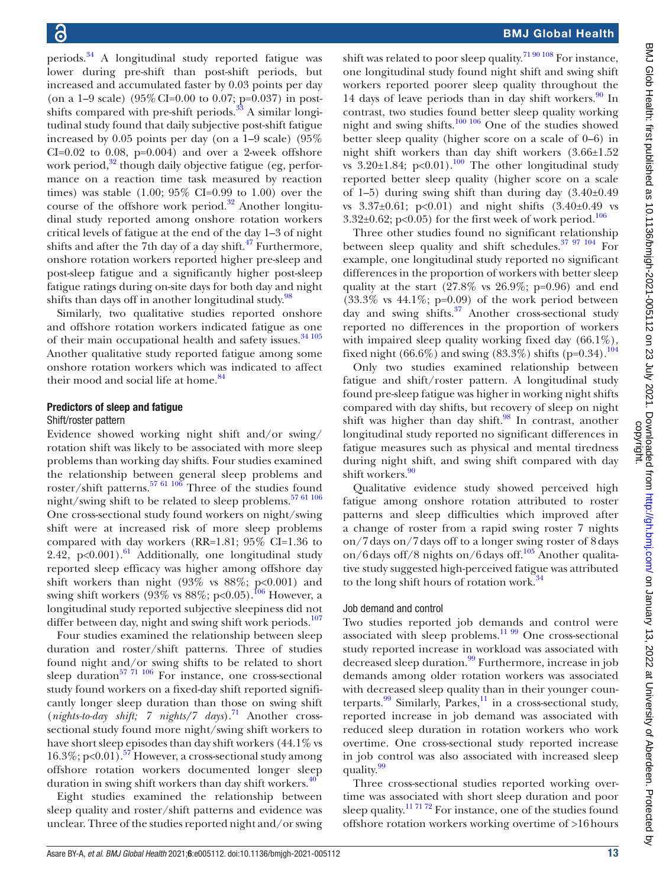periods.[34] A longitudinal study reported fatigue was lower during pre-shift than post-shift periods, but increased and accumulated faster by 0.03 points per day (on a 1–9 scale) (95% CI=0.00 to 0.07; p=0.037) in post-shifts compared with pre-shift periods.[33] A similar longitudinal study found that daily subjective post-shift fatigue increased by 0.05 points per day (on a 1–9 scale) (95% CI=0.02 to 0.08, p=0.004) and over a 2-week offshore work period,[32] though daily objective fatigue (eg, performance on a reaction time task measured by reaction times) was stable (1.00; 95% CI=0.99 to 1.00) over the course of the offshore work period.[32] Another longitudinal study reported among onshore rotation workers critical levels of fatigue at the end of the day 1–3 of night shifts and after the 7th day of a day shift.[47] Furthermore, onshore rotation workers reported higher pre-sleep and post-sleep fatigue and a significantly higher post-sleep fatigue ratings during on-site days for both day and night shifts than days off in another longitudinal study.[98]

Similarly, two qualitative studies reported onshore and offshore rotation workers indicated fatigue as one of their main occupational health and safety issues.[34,105] Another qualitative study reported fatigue among some onshore rotation workers which was indicated to affect their mood and social life at home.[84]

### Predictors of sleep and fatigue

#### Shift/roster pattern

Evidence showed working night shift and/or swing/rotation shift was likely to be associated with more sleep problems than working day shifts. Four studies examined the relationship between general sleep problems and roster/shift patterns.[57,61,106] Three of the studies found night/swing shift to be related to sleep problems.[57,61,106] One cross-sectional study found workers on night/swing shift were at increased risk of more sleep problems compared with day workers (RR=1.81; 95% CI=1.36 to 2.42, p<0.001).[61] Additionally, one longitudinal study reported sleep efficacy was higher among offshore day shift workers than night (93% vs 88%; p<0.001) and swing shift workers (93% vs 88%; p<0.05).[106] However, a longitudinal study reported subjective sleepiness did not differ between day, night and swing shift work periods.[107]

Four studies examined the relationship between sleep duration and roster/shift patterns. Three of studies found night and/or swing shifts to be related to short sleep duration[57,71,106] For instance, one cross-sectional study found workers on a fixed-day shift reported significantly longer sleep duration than those on swing shift (*nights-to-day shift; 7 nights/7 days*).[71] Another cross-sectional study found more night/swing shift workers to have short sleep episodes than day shift workers (44.1% vs 16.3%; p<0.01).[57] However, a cross-sectional study among offshore rotation workers documented longer sleep duration in swing shift workers than day shift workers.[40]

Eight studies examined the relationship between sleep quality and roster/shift patterns and evidence was unclear. Three of the studies reported night and/or swing shift was related to poor sleep quality.[71,90,108] For instance, one longitudinal study found night shift and swing shift workers reported poorer sleep quality throughout the 14 days of leave periods than in day shift workers.[90] In contrast, two studies found better sleep quality working night and swing shifts.[100,106] One of the studies showed better sleep quality (higher score on a scale of 0–6) in night shift workers than day shift workers (3.66±1.52 vs 3.20±1.84; p<0.01).[100] The other longitudinal study reported better sleep quality (higher score on a scale of 1–5) during swing shift than during day (3.40±0.49 vs 3.37±0.61; p<0.01) and night shifts (3.40±0.49 vs 3.32±0.62; p<0.05) for the first week of work period.[106]

Three other studies found no significant relationship between sleep quality and shift schedules.[37,97,104] For example, one longitudinal study reported no significant differences in the proportion of workers with better sleep quality at the start (27.8% vs 26.9%; p=0.96) and end (33.3% vs 44.1%; p=0.09) of the work period between day and swing shifts.[37] Another cross-sectional study reported no differences in the proportion of workers with impaired sleep quality working fixed day (66.1%), fixed night (66.6%) and swing (83.3%) shifts (p=0.34).[104]

Only two studies examined relationship between fatigue and shift/roster pattern. A longitudinal study found pre-sleep fatigue was higher in working night shifts compared with day shifts, but recovery of sleep on night shift was higher than day shift.[98] In contrast, another longitudinal study reported no significant differences in fatigue measures such as physical and mental tiredness during night shift, and swing shift compared with day shift workers.[90]

Qualitative evidence study showed perceived high fatigue among onshore rotation attributed to roster patterns and sleep difficulties which improved after a change of roster from a rapid swing roster 7 nights on/7 days on/7 days off to a longer swing roster of 8 days on/6 days off/8 nights on/6 days off.[105] Another qualitative study suggested high-perceived fatigue was attributed to the long shift hours of rotation work.[34]

#### Job demand and control

Two studies reported job demands and control were associated with sleep problems.[11,99] One cross-sectional study reported increase in workload was associated with decreased sleep duration.[99] Furthermore, increase in job demands among older rotation workers was associated with decreased sleep quality than in their younger counterparts.[99] Similarly, Parkes,[11] in a cross-sectional study, reported increase in job demand was associated with reduced sleep duration in rotation workers who work overtime. One cross-sectional study reported increase in job control was also associated with increased sleep quality.[99]

Three cross-sectional studies reported working overtime was associated with short sleep duration and poor sleep quality.[11,71,72] For instance, one of the studies found offshore rotation workers working overtime of >16 hours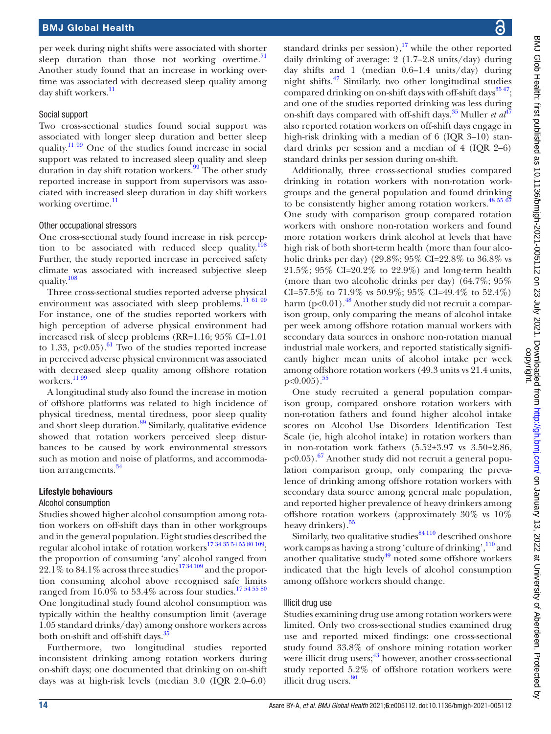per week during night shifts were associated with shorter sleep duration than those not working overtime.[71] Another study found that an increase in working overtime was associated with decreased sleep quality among day shift workers.[11]

#### Social support

Two cross-sectional studies found social support was associated with longer sleep duration and better sleep quality.[11,99] One of the studies found increase in social support was related to increased sleep quality and sleep duration in day shift rotation workers.[99] The other study reported increase in support from supervisors was associated with increased sleep duration in day shift workers working overtime.[11]

#### Other occupational stressors

One cross-sectional study found increase in risk perception to be associated with reduced sleep quality.[108] Further, the study reported increase in perceived safety climate was associated with increased subjective sleep quality.[108]

Three cross-sectional studies reported adverse physical environment was associated with sleep problems.[11,61,99] For instance, one of the studies reported workers with high perception of adverse physical environment had increased risk of sleep problems (RR=1.16; 95% CI=1.01 to 1.33, $p<0.05$).[61] Two of the studies reported increase in perceived adverse physical environment was associated with decreased sleep quality among offshore rotation workers.[11,99]

A longitudinal study also found the increase in motion of offshore platforms was related to high incidence of physical tiredness, mental tiredness, poor sleep quality and short sleep duration.[89] Similarly, qualitative evidence showed that rotation workers perceived sleep disturbances to be caused by work environmental stressors such as motion and noise of platforms, and accommodation arrangements.[34]

### Lifestyle behaviours

#### Alcohol consumption

Studies showed higher alcohol consumption among rotation workers on off-shift days than in other workgroups and in the general population. Eight studies described the regular alcohol intake of rotation workers[17,34,35,54,55,80,109]: the proportion of consuming 'any' alcohol ranged from 22.1% to 84.1% across three studies[17,34,109] and the proportion consuming alcohol above recognised safe limits ranged from 16.0% to 53.4% across four studies.[17,54,55,80] One longitudinal study found alcohol consumption was typically within the healthy consumption limit (average 1.05 standard drinks/day) among onshore workers across both on-shift and off-shift days.[35]

Furthermore, two longitudinal studies reported inconsistent drinking among rotation workers during on-shift days; one documented that drinking on on-shift days was at high-risk levels (median 3.0 (IQR 2.0–6.0) standard drinks per session),[17] while the other reported daily drinking of average: 2 (1.7–2.8 units/day) during day shifts and 1 (median 0.6–1.4 units/day) during night shifts.[47] Similarly, two other longitudinal studies compared drinking on on-shift days with off-shift days[35,47]; and one of the studies reported drinking was less during on-shift days compared with off-shift days.[35] Muller *et al*[47] also reported rotation workers on off-shift days engage in high-risk drinking with a median of 6 (IQR 3–10) standard drinks per session and a median of 4 (IQR 2–6) standard drinks per session during on-shift.

Additionally, three cross-sectional studies compared drinking in rotation workers with non-rotation workgroups and the general population and found drinking to be consistently higher among rotation workers.[48,55,67] One study with comparison group compared rotation workers with onshore non-rotation workers and found more rotation workers drink alcohol at levels that have high risk of both short-term health (more than four alcoholic drinks per day) (29.8%; 95% CI=22.8% to 36.8% vs 21.5%; 95% CI=20.2% to 22.9%) and long-term health (more than two alcoholic drinks per day) (64.7%; 95% CI=57.5% to 71.9% vs 50.9%; 95% CI=49.4% to 52.4%) harm ($p<0.01$).[48] Another study did not recruit a comparison group, only comparing the means of alcohol intake per week among offshore rotation manual workers with secondary data sources in onshore non-rotation manual industrial male workers, and reported statistically significantly higher mean units of alcohol intake per week among offshore rotation workers (49.3 units vs 21.4 units, $p<0.005$).[55]

One study recruited a general population comparison group, compared onshore rotation workers with non-rotation fathers and found higher alcohol intake scores on Alcohol Use Disorders Identification Test Scale (ie, high alcohol intake) in rotation workers than in non-rotation work fathers (5.52±3.97 vs 3.50±2.86, $p<0.05$).[67] Another study did not recruit a general population comparison group, only comparing the prevalence of drinking among offshore rotation workers with secondary data source among general male population, and reported higher prevalence of heavy drinkers among offshore rotation workers (approximately 30% vs 10% heavy drinkers).[55]

Similarly, two qualitative studies[84,110] described onshore work camps as having a strong 'culture of drinking',[110] and another qualitative study[49] noted some offshore workers indicated that the high levels of alcohol consumption among offshore workers should change.

#### Illicit drug use

Studies examining drug use among rotation workers were limited. Only two cross-sectional studies examined drug use and reported mixed findings: one cross-sectional study found 33.8% of onshore mining rotation worker were illicit drug users;[43] however, another cross-sectional study reported 5.2% of offshore rotation workers were illicit drug users.[80]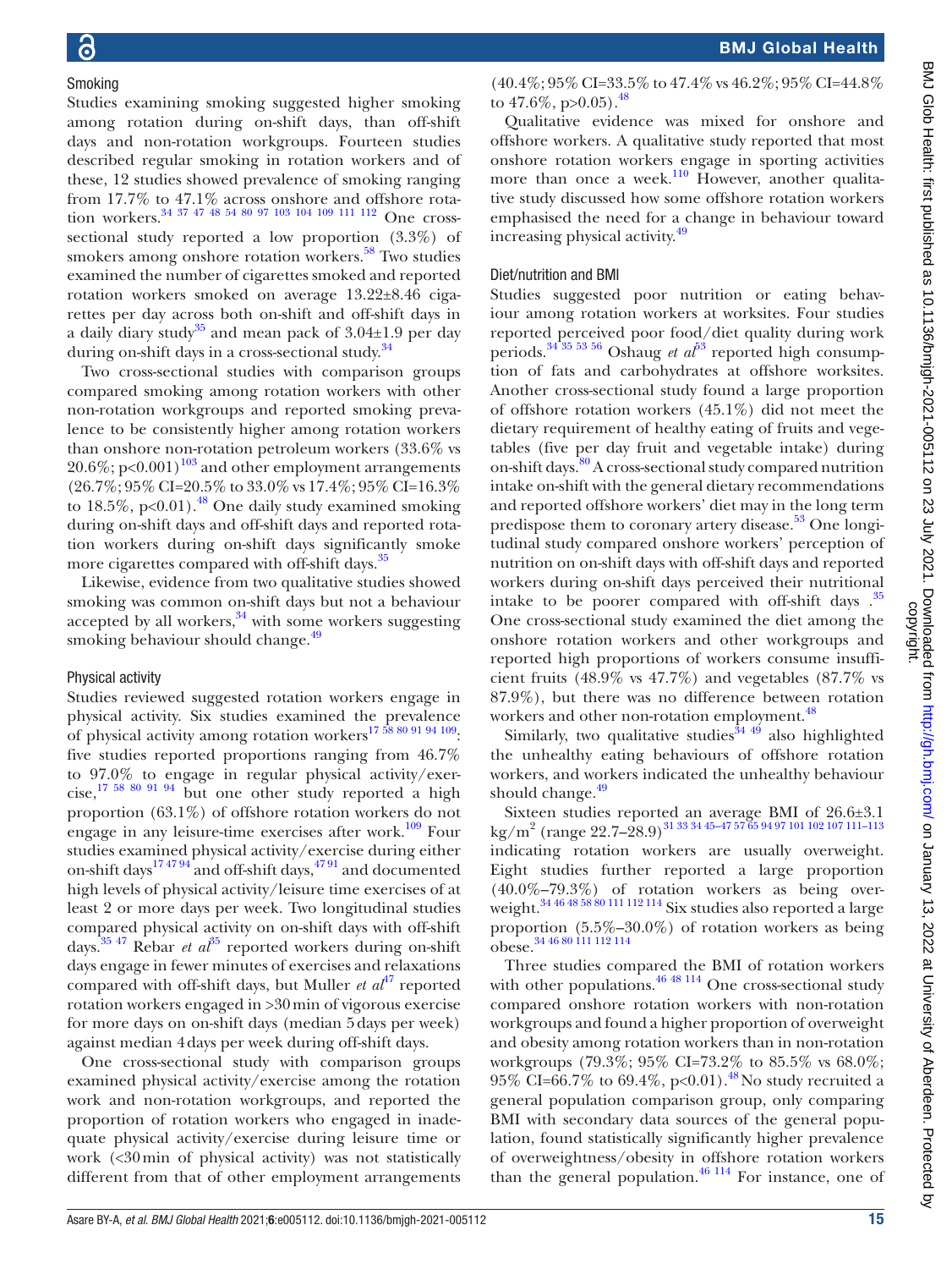### Smoking

Studies examining smoking suggested higher smoking among rotation during on-shift days, than off-shift days and non-rotation workgroups. Fourteen studies described regular smoking in rotation workers and of these, 12 studies showed prevalence of smoking ranging from 17.7% to 47.1% across onshore and offshore rotation workers.[34 37 47 48 54 80 97 103 104 109 111 112] One cross-sectional study reported a low proportion (3.3%) of smokers among onshore rotation workers.[58] Two studies examined the number of cigarettes smoked and reported rotation workers smoked on average 13.22±8.46 cigarettes per day across both on-shift and off-shift days in a daily diary study[35] and mean pack of 3.04±1.9 per day during on-shift days in a cross-sectional study.[34]

Two cross-sectional studies with comparison groups compared smoking among rotation workers with other non-rotation workgroups and reported smoking prevalence to be consistently higher among rotation workers than onshore non-rotation petroleum workers (33.6% vs 20.6%; $p<0.001$)[103] and other employment arrangements (26.7%; 95% CI=20.5% to 33.0% vs 17.4%; 95% CI=16.3% to 18.5%, $p<0.01$).[48] One daily study examined smoking during on-shift days and off-shift days and reported rotation workers during on-shift days significantly smoke more cigarettes compared with off-shift days.[35]

Likewise, evidence from two qualitative studies showed smoking was common on-shift days but not a behaviour accepted by all workers,[34] with some workers suggesting smoking behaviour should change.[49]

### Physical activity

Studies reviewed suggested rotation workers engage in physical activity. Six studies examined the prevalence of physical activity among rotation workers[17 58 80 91 94 109]: five studies reported proportions ranging from 46.7% to 97.0% to engage in regular physical activity/exercise,[17 58 80 91 94] but one other study reported a high proportion (63.1%) of offshore rotation workers do not engage in any leisure-time exercises after work.[109] Four studies examined physical activity/exercise during either on-shift days[17 47 94] and off-shift days,[47 91] and documented high levels of physical activity/leisure time exercises of at least 2 or more days per week. Two longitudinal studies compared physical activity on on-shift days with off-shift days.[35 47] Rebar *et al*[35] reported workers during on-shift days engage in fewer minutes of exercises and relaxations compared with off-shift days, but Muller *et al*[47] reported rotation workers engaged in >30 min of vigorous exercise for more days on on-shift days (median 5 days per week) against median 4 days per week during off-shift days.

One cross-sectional study with comparison groups examined physical activity/exercise among the rotation work and non-rotation workgroups, and reported the proportion of rotation workers who engaged in inadequate physical activity/exercise during leisure time or work (<30 min of physical activity) was not statistically different from that of other employment arrangements (40.4%; 95% CI=33.5% to 47.4% vs 46.2%; 95% CI=44.8% to 47.6%, $p>0.05$).[48]

Qualitative evidence was mixed for onshore and offshore workers. A qualitative study reported that most onshore rotation workers engage in sporting activities more than once a week.[110] However, another qualitative study discussed how some offshore rotation workers emphasised the need for a change in behaviour toward increasing physical activity.[49]

### Diet/nutrition and BMI

Studies suggested poor nutrition or eating behaviour among rotation workers at worksites. Four studies reported perceived poor food/diet quality during work periods.[34 35 53 56] Oshaug *et al*[53] reported high consumption of fats and carbohydrates at offshore worksites. Another cross-sectional study found a large proportion of offshore rotation workers (45.1%) did not meet the dietary requirement of healthy eating of fruits and vegetables (five per day fruit and vegetable intake) during on-shift days.[80] A cross-sectional study compared nutrition intake on-shift with the general dietary recommendations and reported offshore workers' diet may in the long term predispose them to coronary artery disease.[53] One longitudinal study compared onshore workers' perception of nutrition on on-shift days with off-shift days and reported workers during on-shift days perceived their nutritional intake to be poorer compared with off-shift days .[35] One cross-sectional study examined the diet among the onshore rotation workers and other workgroups and reported high proportions of workers consume insufficient fruits (48.9% vs 47.7%) and vegetables (87.7% vs 87.9%), but there was no difference between rotation workers and other non-rotation employment.[48]

Similarly, two qualitative studies[34 49] also highlighted the unhealthy eating behaviours of offshore rotation workers, and workers indicated the unhealthy behaviour should change.[49]

Sixteen studies reported an average BMI of 26.6±3.1 kg/m$^2$ (range 22.7–28.9)[31 33 34 45–47 57 65 94 97 101 102 107 111–113] indicating rotation workers are usually overweight. Eight studies further reported a large proportion (40.0%–79.3%) of rotation workers as being overweight.[34 46 48 58 80 111 112 114] Six studies also reported a large proportion (5.5%–30.0%) of rotation workers as being obese.[34 46 80 111 112 114]

Three studies compared the BMI of rotation workers with other populations.[46 48 114] One cross-sectional study compared onshore rotation workers with non-rotation workgroups and found a higher proportion of overweight and obesity among rotation workers than in non-rotation workgroups (79.3%; 95% CI=73.2% to 85.5% vs 68.0%; 95% CI=66.7% to 69.4%, $p<0.01$).[48] No study recruited a general population comparison group, only comparing BMI with secondary data sources of the general population, found statistically significantly higher prevalence of overweightness/obesity in offshore rotation workers than the general population.[46 114] For instance, one of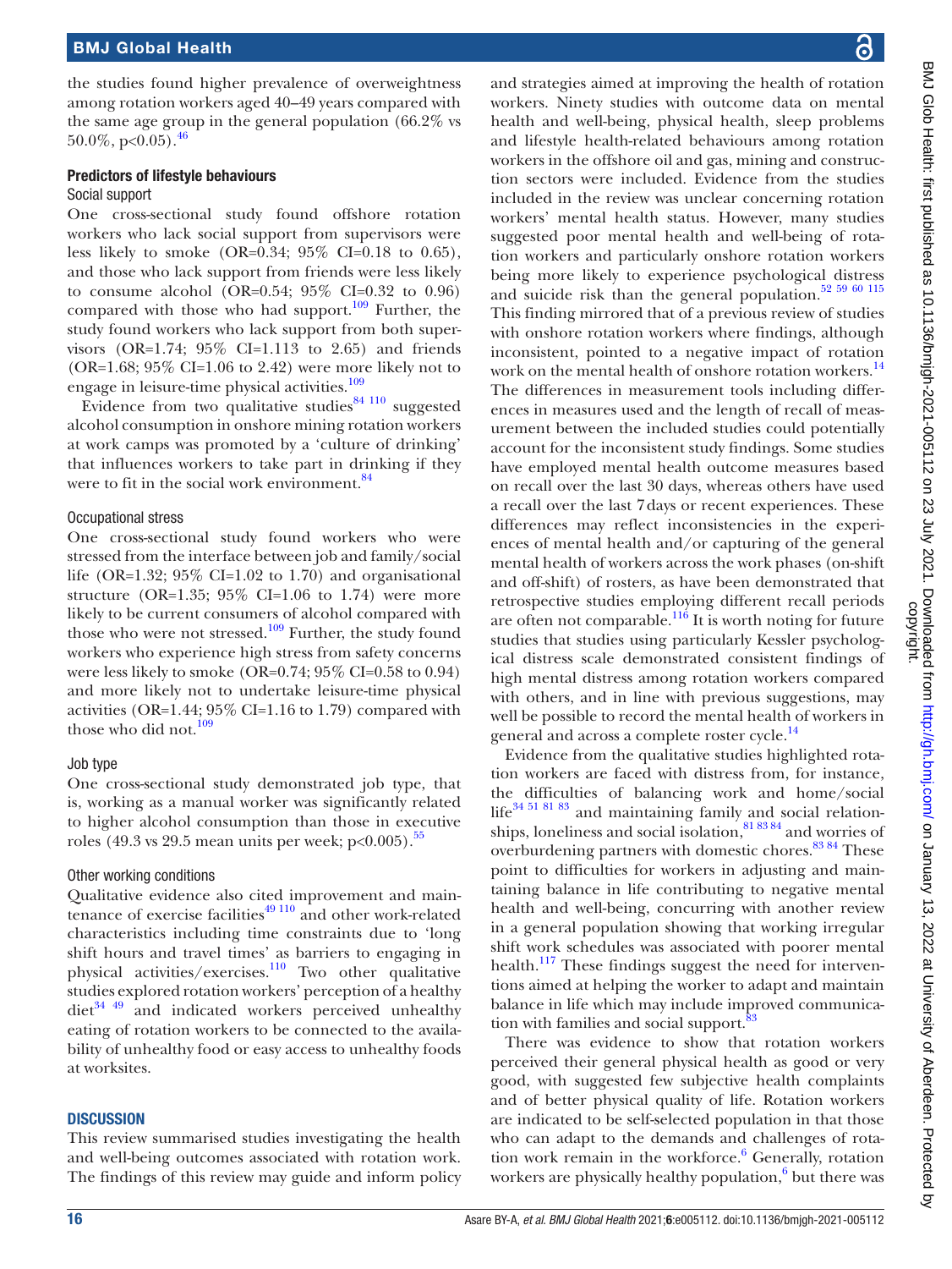the studies found higher prevalence of overweightness among rotation workers aged 40–49 years compared with the same age group in the general population (66.2% vs 50.0%, $p<0.05$).[46]

### Predictors of lifestyle behaviours

#### Social support

One cross-sectional study found offshore rotation workers who lack social support from supervisors were less likely to smoke (OR=0.34; 95% CI=0.18 to 0.65), and those who lack support from friends were less likely to consume alcohol (OR=0.54; 95% CI=0.32 to 0.96) compared with those who had support.[109] Further, the study found workers who lack support from both supervisors (OR=1.74; 95% CI=1.113 to 2.65) and friends (OR=1.68; 95% CI=1.06 to 2.42) were more likely not to engage in leisure-time physical activities.[109]

Evidence from two qualitative studies[84,110] suggested alcohol consumption in onshore mining rotation workers at work camps was promoted by a 'culture of drinking' that influences workers to take part in drinking if they were to fit in the social work environment.[84]

#### Occupational stress

One cross-sectional study found workers who were stressed from the interface between job and family/social life (OR=1.32; 95% CI=1.02 to 1.70) and organisational structure (OR=1.35; 95% CI=1.06 to 1.74) were more likely to be current consumers of alcohol compared with those who were not stressed.[109] Further, the study found workers who experience high stress from safety concerns were less likely to smoke (OR=0.74; 95% CI=0.58 to 0.94) and more likely not to undertake leisure-time physical activities (OR=1.44; 95% CI=1.16 to 1.79) compared with those who did not.[109]

#### Job type

One cross-sectional study demonstrated job type, that is, working as a manual worker was significantly related to higher alcohol consumption than those in executive roles (49.3 vs 29.5 mean units per week; $p<0.005$).[55]

#### Other working conditions

Qualitative evidence also cited improvement and maintenance of exercise facilities[49,110] and other work-related characteristics including time constraints due to 'long shift hours and travel times' as barriers to engaging in physical activities/exercises.[110] Two other qualitative studies explored rotation workers' perception of a healthy diet[34,49] and indicated workers perceived unhealthy eating of rotation workers to be connected to the availability of unhealthy food or easy access to unhealthy foods at worksites.

## DISCUSSION

This review summarised studies investigating the health and well-being outcomes associated with rotation work. The findings of this review may guide and inform policy and strategies aimed at improving the health of rotation workers. Ninety studies with outcome data on mental health and well-being, physical health, sleep problems and lifestyle health-related behaviours among rotation workers in the offshore oil and gas, mining and construction sectors were included. Evidence from the studies included in the review was unclear concerning rotation workers' mental health status. However, many studies suggested poor mental health and well-being of rotation workers and particularly onshore rotation workers being more likely to experience psychological distress and suicide risk than the general population.[52,59,60,115] This finding mirrored that of a previous review of studies with onshore rotation workers where findings, although inconsistent, pointed to a negative impact of rotation work on the mental health of onshore rotation workers.[14] The differences in measurement tools including differences in measures used and the length of recall of measurement between the included studies could potentially account for the inconsistent study findings. Some studies have employed mental health outcome measures based on recall over the last 30 days, whereas others have used a recall over the last 7 days or recent experiences. These differences may reflect inconsistencies in the experiences of mental health and/or capturing of the general mental health of workers across the work phases (on-shift and off-shift) of rosters, as have been demonstrated that retrospective studies employing different recall periods are often not comparable.[116] It is worth noting for future studies that studies using particularly Kessler psychological distress scale demonstrated consistent findings of high mental distress among rotation workers compared with others, and in line with previous suggestions, may well be possible to record the mental health of workers in general and across a complete roster cycle.[14]

Evidence from the qualitative studies highlighted rotation workers are faced with distress from, for instance, the difficulties of balancing work and home/social life[34,51,81,83] and maintaining family and social relationships, loneliness and social isolation,[81,83,84] and worries of overburdening partners with domestic chores.[83,84] These point to difficulties for workers in adjusting and maintaining balance in life contributing to negative mental health and well-being, concurring with another review in a general population showing that working irregular shift work schedules was associated with poorer mental health.[117] These findings suggest the need for interventions aimed at helping the worker to adapt and maintain balance in life which may include improved communication with families and social support.[83]

There was evidence to show that rotation workers perceived their general physical health as good or very good, with suggested few subjective health complaints and of better physical quality of life. Rotation workers are indicated to be self-selected population in that those who can adapt to the demands and challenges of rotation work remain in the workforce.[6] Generally, rotation workers are physically healthy population,[6] but there was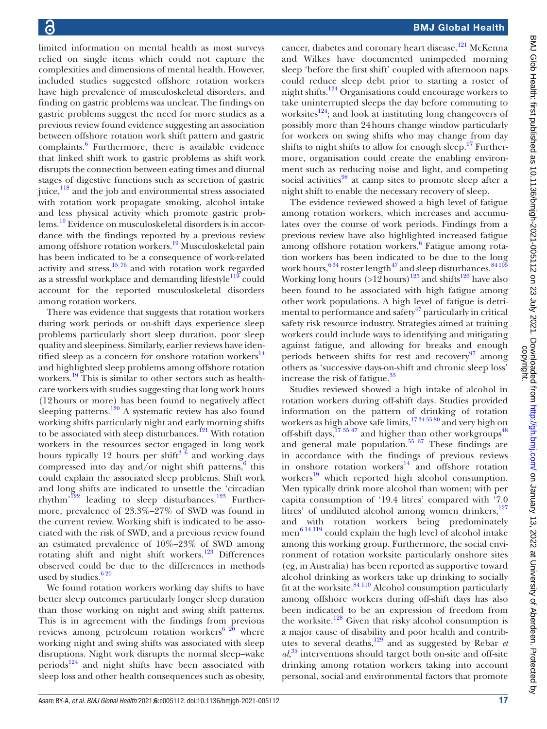limited information on mental health as most surveys relied on single items which could not capture the complexities and dimensions of mental health. However, included studies suggested offshore rotation workers have high prevalence of musculoskeletal disorders, and finding on gastric problems was unclear. The findings on gastric problems suggest the need for more studies as a previous review found evidence suggesting an association between offshore rotation work shift pattern and gastric complaints.[6] Furthermore, there is available evidence that linked shift work to gastric problems as shift work disrupts the connection between eating times and diurnal stages of digestive functions such as secretion of gastric juice,[118] and the job and environmental stress associated with rotation work propagate smoking, alcohol intake and less physical activity which promote gastric problems.[10] Evidence on musculoskeletal disorders is in accordance with the findings reported by a previous review among offshore rotation workers.[19] Musculoskeletal pain has been indicated to be a consequence of work-related activity and stress,[15 76] and with rotation work regarded as a stressful workplace and demanding lifestyle[119] could account for the reported musculoskeletal disorders among rotation workers.

There was evidence that suggests that rotation workers during work periods or on-shift days experience sleep problems particularly short sleep duration, poor sleep quality and sleepiness. Similarly, earlier reviews have identified sleep as a concern for onshore rotation workers[14] and highlighted sleep problems among offshore rotation workers.[19] This is similar to other sectors such as healthcare workers with studies suggesting that long work hours (12 hours or more) has been found to negatively affect sleeping patterns.[120] A systematic review has also found working shifts particularly night and early morning shifts to be associated with sleep disturbances.[121] With rotation workers in the resources sector engaged in long work hours typically 12 hours per shift[3 6] and working days compressed into day and/or night shift patterns,[6] this could explain the associated sleep problems. Shift work and long shifts are indicated to unsettle the 'circadian rhythm'[122] leading to sleep disturbances.[123] Furthermore, prevalence of 23.3%–27% of SWD was found in the current review. Working shift is indicated to be associated with the risk of SWD, and a previous review found an estimated prevalence of 10%–23% of SWD among rotating shift and night shift workers.[123] Differences observed could be due to the differences in methods used by studies.[6 20]

We found rotation workers working day shifts to have better sleep outcomes particularly longer sleep duration than those working on night and swing shift patterns. This is in agreement with the findings from previous reviews among petroleum rotation workers[6 20] where working night and swing shifts was associated with sleep disruptions. Night work disrupts the normal sleep–wake periods[124] and night shifts have been associated with sleep loss and other health consequences such as obesity, cancer, diabetes and coronary heart disease.[121] McKenna and Wilkes have documented unimpeded morning sleep 'before the first shift' coupled with afternoon naps could reduce sleep debt prior to starting a roster of night shifts.[124] Organisations could encourage workers to take uninterrupted sleeps the day before commuting to worksites[124]; and look at instituting long changeovers of possibly more than 24 hours change window particularly for workers on swing shifts who may change from day shifts to night shifts to allow for enough sleep.[97] Furthermore, organisation could create the enabling environment such as reducing noise and light, and competing social activities[98] at camp sites to promote sleep after a night shift to enable the necessary recovery of sleep.

The evidence reviewed showed a high level of fatigue among rotation workers, which increases and accumulates over the course of work periods. Findings from a previous review have also highlighted increased fatigue among offshore rotation workers.[6] Fatigue among rotation workers has been indicated to be due to the long work hours,[6 34] roster length[47] and sleep disturbances.[84 105] Working long hours (>12 hours)[125] and shifts[126] have also been found to be associated with high fatigue among other work populations. A high level of fatigue is detrimental to performance and safety[47] particularly in critical safety risk resource industry. Strategies aimed at training workers could include ways to identifying and mitigating against fatigue, and allowing for breaks and enough periods between shifts for rest and recovery[97] among others as 'successive days-on-shift and chronic sleep loss' increase the risk of fatigue.[33]

Studies reviewed showed a high intake of alcohol in rotation workers during off-shift days. Studies provided information on the pattern of drinking of rotation workers as high above safe limits,[17 34 55 80] and very high on off-shift days,[17 35 47] and higher than other workgroups[48] and general male population.[55 67] These findings are in accordance with the findings of previous reviews in onshore rotation workers[14] and offshore rotation workers[19] which reported high alcohol consumption. Men typically drink more alcohol than women; with per capita consumption of '19.4 litres' compared with '7.0 litres' of undiluted alcohol among women drinkers,[127] and with rotation workers being predominately men[6 14 119] could explain the high level of alcohol intake among this working group. Furthermore, the social environment of rotation worksite particularly onshore sites (eg, in Australia) has been reported as supportive toward alcohol drinking as workers take up drinking to socially fit at the worksite.[84 110] Alcohol consumption particularly among offshore workers during off-shift days has also been indicated to be an expression of freedom from the worksite.[128] Given that risky alcohol consumption is a major cause of disability and poor health and contributes to several deaths,[129] and as suggested by Rebar *et al*,[35] interventions should target both on-site and off-site drinking among rotation workers taking into account personal, social and environmental factors that promote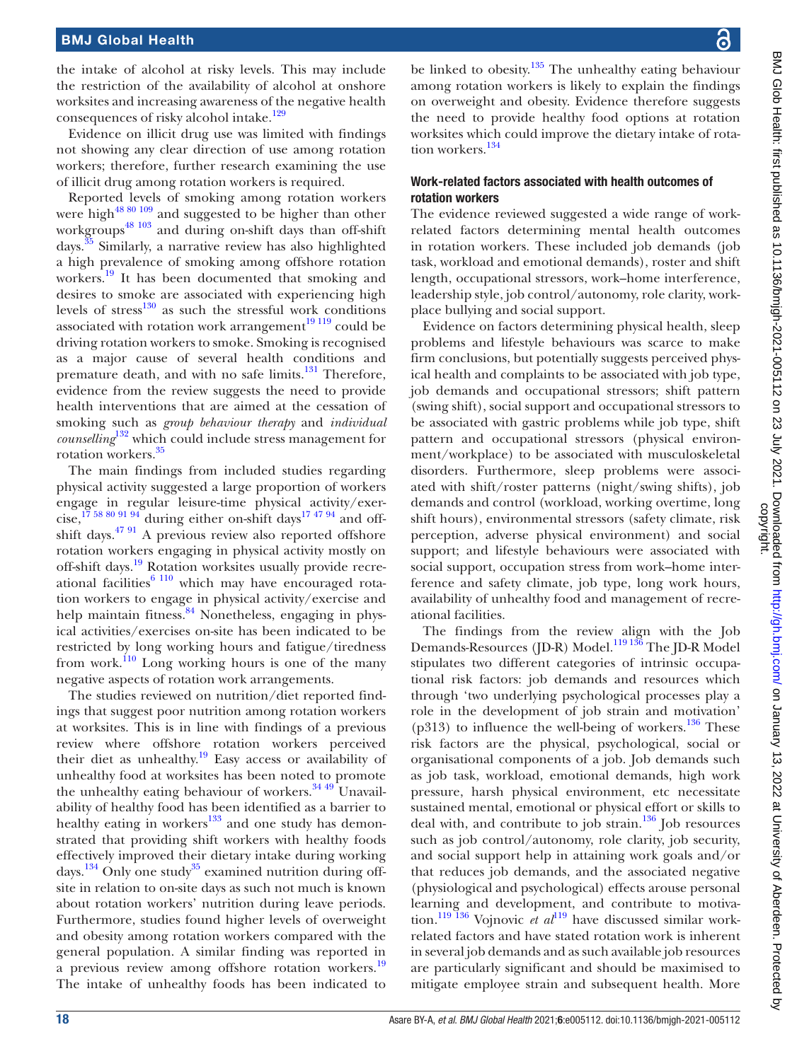the intake of alcohol at risky levels. This may include the restriction of the availability of alcohol at onshore worksites and increasing awareness of the negative health consequences of risky alcohol intake.[129]

Evidence on illicit drug use was limited with findings not showing any clear direction of use among rotation workers; therefore, further research examining the use of illicit drug among rotation workers is required.

Reported levels of smoking among rotation workers were high[48 80 109] and suggested to be higher than other workgroups[48 103] and during on-shift days than off-shift days.[35] Similarly, a narrative review has also highlighted a high prevalence of smoking among offshore rotation workers.[19] It has been documented that smoking and desires to smoke are associated with experiencing high levels of stress[130] as such the stressful work conditions associated with rotation work arrangement[19 119] could be driving rotation workers to smoke. Smoking is recognised as a major cause of several health conditions and premature death, and with no safe limits.[131] Therefore, evidence from the review suggests the need to provide health interventions that are aimed at the cessation of smoking such as *group behaviour therapy* and *individual counselling*[132] which could include stress management for rotation workers.[35]

The main findings from included studies regarding physical activity suggested a large proportion of workers engage in regular leisure-time physical activity/exercise,[17 58 80 91 94] during either on-shift days[17 47 94] and off-shift days.[47 91] A previous review also reported offshore rotation workers engaging in physical activity mostly on off-shift days.[19] Rotation worksites usually provide recreational facilities[6 110] which may have encouraged rotation workers to engage in physical activity/exercise and help maintain fitness.[84] Nonetheless, engaging in physical activities/exercises on-site has been indicated to be restricted by long working hours and fatigue/tiredness from work.[110] Long working hours is one of the many negative aspects of rotation work arrangements.

The studies reviewed on nutrition/diet reported findings that suggest poor nutrition among rotation workers at worksites. This is in line with findings of a previous review where offshore rotation workers perceived their diet as unhealthy.[19] Easy access or availability of unhealthy food at worksites has been noted to promote the unhealthy eating behaviour of workers.[34 49] Unavailability of healthy food has been identified as a barrier to healthy eating in workers[133] and one study has demonstrated that providing shift workers with healthy foods effectively improved their dietary intake during working days.[134] Only one study[35] examined nutrition during off-site in relation to on-site days as such not much is known about rotation workers' nutrition during leave periods. Furthermore, studies found higher levels of overweight and obesity among rotation workers compared with the general population. A similar finding was reported in a previous review among offshore rotation workers.[19] The intake of unhealthy foods has been indicated to be linked to obesity.[135] The unhealthy eating behaviour among rotation workers is likely to explain the findings on overweight and obesity. Evidence therefore suggests the need to provide healthy food options at rotation worksites which could improve the dietary intake of rotation workers.[134]

### Work-related factors associated with health outcomes of rotation workers

The evidence reviewed suggested a wide range of work-related factors determining mental health outcomes in rotation workers. These included job demands (job task, workload and emotional demands), roster and shift length, occupational stressors, work–home interference, leadership style, job control/autonomy, role clarity, workplace bullying and social support.

Evidence on factors determining physical health, sleep problems and lifestyle behaviours was scarce to make firm conclusions, but potentially suggests perceived physical health and complaints to be associated with job type, job demands and occupational stressors; shift pattern (swing shift), social support and occupational stressors to be associated with gastric problems while job type, shift pattern and occupational stressors (physical environment/workplace) to be associated with musculoskeletal disorders. Furthermore, sleep problems were associated with shift/roster patterns (night/swing shifts), job demands and control (workload, working overtime, long shift hours), environmental stressors (safety climate, risk perception, adverse physical environment) and social support; and lifestyle behaviours were associated with social support, occupation stress from work–home interference and safety climate, job type, long work hours, availability of unhealthy food and management of recreational facilities.

The findings from the review align with the Job Demands-Resources (JD-R) Model.[119 136] The JD-R Model stipulates two different categories of intrinsic occupational risk factors: job demands and resources which through 'two underlying psychological processes play a role in the development of job strain and motivation' (p313) to influence the well-being of workers.[136] These risk factors are the physical, psychological, social or organisational components of a job. Job demands such as job task, workload, emotional demands, high work pressure, harsh physical environment, etc necessitate sustained mental, emotional or physical effort or skills to deal with, and contribute to job strain.[136] Job resources such as job control/autonomy, role clarity, job security, and social support help in attaining work goals and/or that reduces job demands, and the associated negative (physiological and psychological) effects arouse personal learning and development, and contribute to motivation.[119 136] Vojnovic *et al*[119] have discussed similar work-related factors and have stated rotation work is inherent in several job demands and as such available job resources are particularly significant and should be maximised to mitigate employee strain and subsequent health. More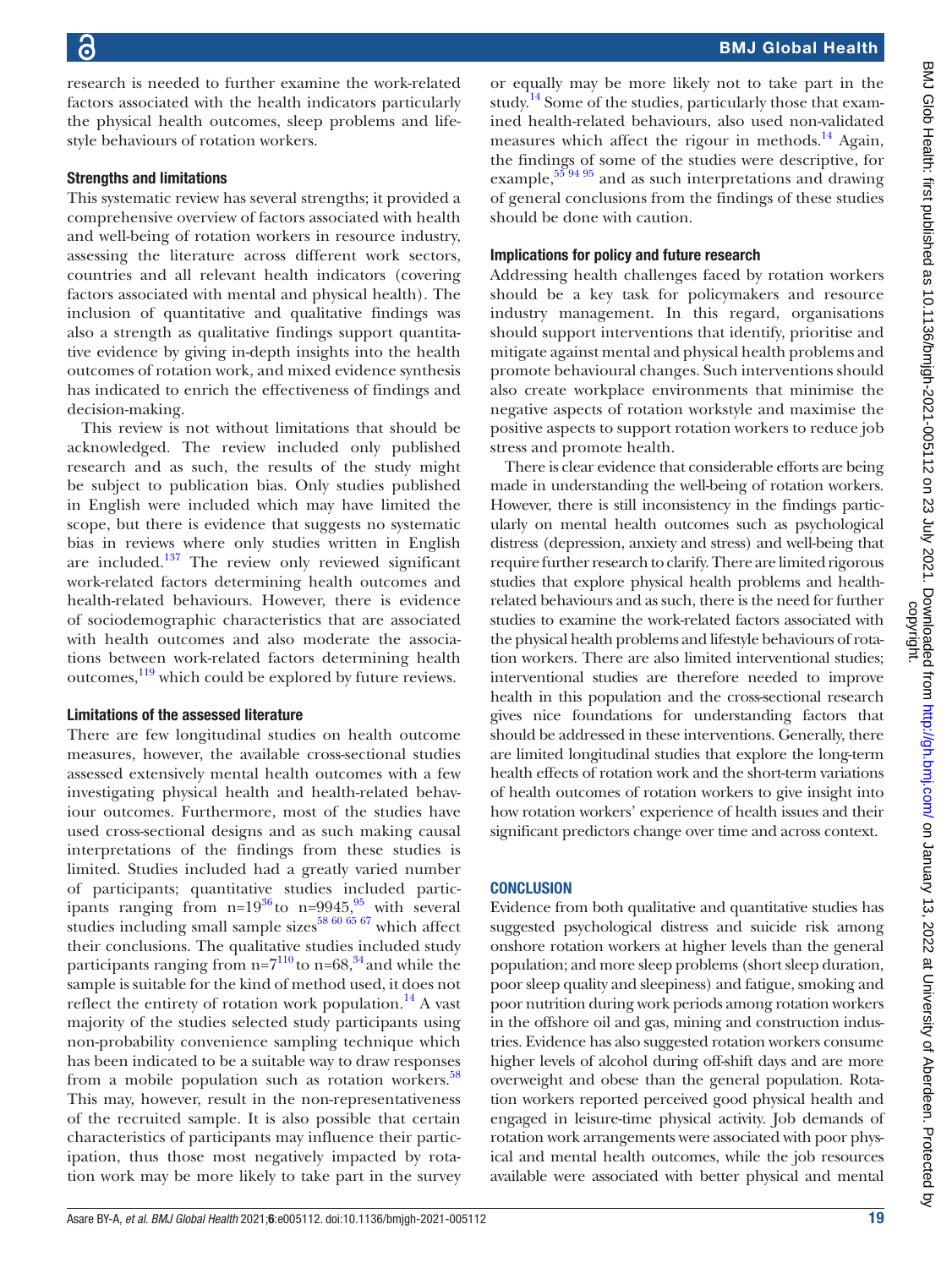research is needed to further examine the work-related factors associated with the health indicators particularly the physical health outcomes, sleep problems and lifestyle behaviours of rotation workers.

### Strengths and limitations

This systematic review has several strengths; it provided a comprehensive overview of factors associated with health and well-being of rotation workers in resource industry, assessing the literature across different work sectors, countries and all relevant health indicators (covering factors associated with mental and physical health). The inclusion of quantitative and qualitative findings was also a strength as qualitative findings support quantitative evidence by giving in-depth insights into the health outcomes of rotation work, and mixed evidence synthesis has indicated to enrich the effectiveness of findings and decision-making.

This review is not without limitations that should be acknowledged. The review included only published research and as such, the results of the study might be subject to publication bias. Only studies published in English were included which may have limited the scope, but there is evidence that suggests no systematic bias in reviews where only studies written in English are included.[137] The review only reviewed significant work-related factors determining health outcomes and health-related behaviours. However, there is evidence of sociodemographic characteristics that are associated with health outcomes and also moderate the associations between work-related factors determining health outcomes,[119] which could be explored by future reviews.

### Limitations of the assessed literature

There are few longitudinal studies on health outcome measures, however, the available cross-sectional studies assessed extensively mental health outcomes with a few investigating physical health and health-related behaviour outcomes. Furthermore, most of the studies have used cross-sectional designs and as such making causal interpretations of the findings from these studies is limited. Studies included had a greatly varied number of participants; quantitative studies included participants ranging from n=19[36] to n=9945,[95] with several studies including small sample sizes[58 60 65 67] which affect their conclusions. The qualitative studies included study participants ranging from n=7[110] to n=68,[34] and while the sample is suitable for the kind of method used, it does not reflect the entirety of rotation work population.[14] A vast majority of the studies selected study participants using non-probability convenience sampling technique which has been indicated to be a suitable way to draw responses from a mobile population such as rotation workers.[58] This may, however, result in the non-representativeness of the recruited sample. It is also possible that certain characteristics of participants may influence their participation, thus those most negatively impacted by rotation work may be more likely to take part in the survey or equally may be more likely not to take part in the study.[14] Some of the studies, particularly those that examined health-related behaviours, also used non-validated measures which affect the rigour in methods.[14] Again, the findings of some of the studies were descriptive, for example,[55 94 95] and as such interpretations and drawing of general conclusions from the findings of these studies should be done with caution.

### Implications for policy and future research

Addressing health challenges faced by rotation workers should be a key task for policymakers and resource industry management. In this regard, organisations should support interventions that identify, prioritise and mitigate against mental and physical health problems and promote behavioural changes. Such interventions should also create workplace environments that minimise the negative aspects of rotation workstyle and maximise the positive aspects to support rotation workers to reduce job stress and promote health.

There is clear evidence that considerable efforts are being made in understanding the well-being of rotation workers. However, there is still inconsistency in the findings particularly on mental health outcomes such as psychological distress (depression, anxiety and stress) and well-being that require further research to clarify. There are limited rigorous studies that explore physical health problems and health-related behaviours and as such, there is the need for further studies to examine the work-related factors associated with the physical health problems and lifestyle behaviours of rotation workers. There are also limited interventional studies; interventional studies are therefore needed to improve health in this population and the cross-sectional research gives nice foundations for understanding factors that should be addressed in these interventions. Generally, there are limited longitudinal studies that explore the long-term health effects of rotation work and the short-term variations of health outcomes of rotation workers to give insight into how rotation workers' experience of health issues and their significant predictors change over time and across context.

## CONCLUSION

Evidence from both qualitative and quantitative studies has suggested psychological distress and suicide risk among onshore rotation workers at higher levels than the general population; and more sleep problems (short sleep duration, poor sleep quality and sleepiness) and fatigue, smoking and poor nutrition during work periods among rotation workers in the offshore oil and gas, mining and construction industries. Evidence has also suggested rotation workers consume higher levels of alcohol during off-shift days and are more overweight and obese than the general population. Rotation workers reported perceived good physical health and engaged in leisure-time physical activity. Job demands of rotation work arrangements were associated with poor physical and mental health outcomes, while the job resources available were associated with better physical and mental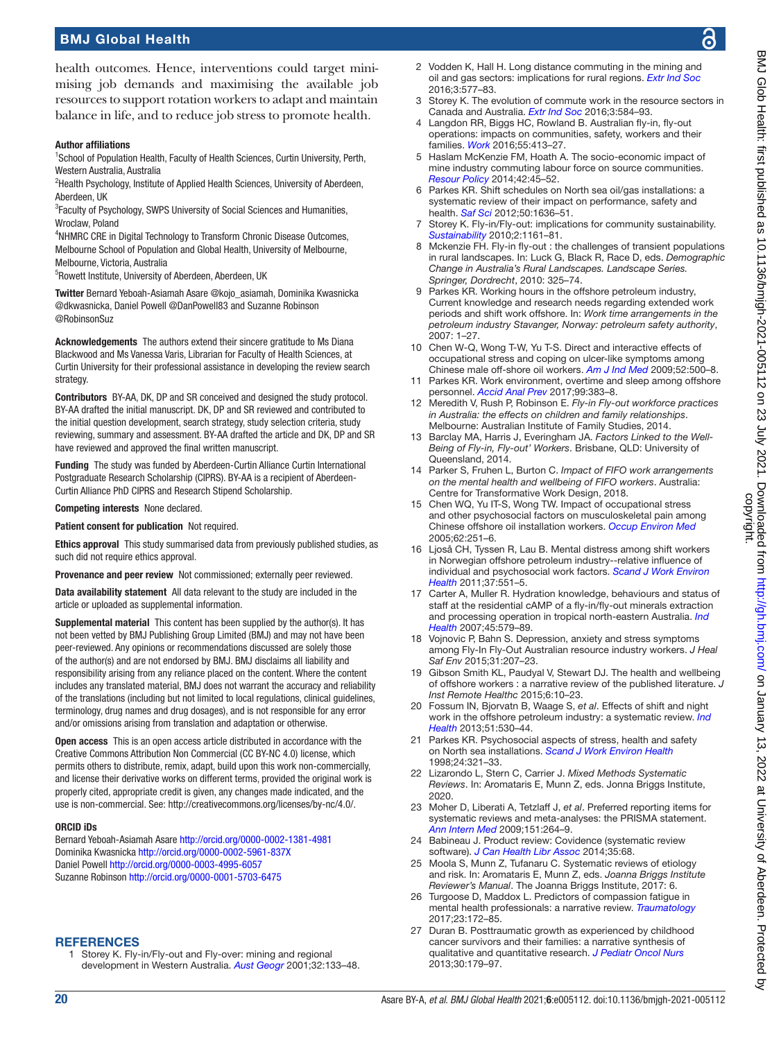health outcomes. Hence, interventions could target minimising job demands and maximising the available job resources to support rotation workers to adapt and maintain balance in life, and to reduce job stress to promote health.

**Author affiliations**

[1]School of Population Health, Faculty of Health Sciences, Curtin University, Perth, Western Australia, Australia
[2]Health Psychology, Institute of Applied Health Sciences, University of Aberdeen, Aberdeen, UK
[3]Faculty of Psychology, SWPS University of Social Sciences and Humanities, Wroclaw, Poland
[4]NHMRC CRE in Digital Technology to Transform Chronic Disease Outcomes, Melbourne School of Population and Global Health, University of Melbourne, Melbourne, Victoria, Australia
[5]Rowett Institute, University of Aberdeen, Aberdeen, UK

**Twitter** Bernard Yeboah-Asiamah Asare @kojo_asiamah, Dominika Kwasnicka @dkwasnicka, Daniel Powell @DanPowell83 and Suzanne Robinson @RobinsonSuz

**Acknowledgements** The authors extend their sincere gratitude to Ms Diana Blackwood and Ms Vanessa Varis, Librarian for Faculty of Health Sciences, at Curtin University for their professional assistance in developing the review search strategy.

**Contributors** BY-AA, DK, DP and SR conceived and designed the study protocol. BY-AA drafted the initial manuscript. DK, DP and SR reviewed and contributed to the initial question development, search strategy, study selection criteria, study reviewing, summary and assessment. BY-AA drafted the article and DK, DP and SR have reviewed and approved the final written manuscript.

**Funding** The study was funded by Aberdeen-Curtin Alliance Curtin International Postgraduate Research Scholarship (CIPRS). BY-AA is a recipient of Aberdeen-Curtin Alliance PhD CIPRS and Research Stipend Scholarship.

**Competing interests** None declared.

**Patient consent for publication** Not required.

**Ethics approval** This study summarised data from previously published studies, as such did not require ethics approval.

**Provenance and peer review** Not commissioned; externally peer reviewed.

**Data availability statement** All data relevant to the study are included in the article or uploaded as supplemental information.

**Supplemental material** This content has been supplied by the author(s). It has not been vetted by BMJ Publishing Group Limited (BMJ) and may not have been peer-reviewed. Any opinions or recommendations discussed are solely those of the author(s) and are not endorsed by BMJ. BMJ disclaims all liability and responsibility arising from any reliance placed on the content. Where the content includes any translated material, BMJ does not warrant the accuracy and reliability of the translations (including but not limited to local regulations, clinical guidelines, terminology, drug names and drug dosages), and is not responsible for any error and/or omissions arising from translation and adaptation or otherwise.

**Open access** This is an open access article distributed in accordance with the Creative Commons Attribution Non Commercial (CC BY-NC 4.0) license, which permits others to distribute, remix, adapt, build upon this work non-commercially, and license their derivative works on different terms, provided the original work is properly cited, appropriate credit is given, any changes made indicated, and the use is non-commercial. See: http://creativecommons.org/licenses/by-nc/4.0/.

**ORCID iDs**

Bernard Yeboah-Asiamah Asare http://orcid.org/0000-0002-1381-4981
Dominika Kwasnicka http://orcid.org/0000-0002-5961-837X
Daniel Powell http://orcid.org/0000-0003-4995-6057
Suzanne Robinson http://orcid.org/0000-0001-5703-6475

## REFERENCES

1. Storey K. Fly-in/Fly-out and Fly-over: mining and regional development in Western Australia. *Aust Geogr* 2001;32:133–48.
2. Vodden K, Hall H. Long distance commuting in the mining and oil and gas sectors: implications for rural regions. *Extr Ind Soc* 2016;3:577–83.
3. Storey K. The evolution of commute work in the resource sectors in Canada and Australia. *Extr Ind Soc* 2016;3:584–93.
4. Langdon RR, Biggs HC, Rowland B. Australian fly-in, fly-out operations: impacts on communities, safety, workers and their families. *Work* 2016;55:413–27.
5. Haslam McKenzie FM, Hoath A. The socio-economic impact of mine industry commuting labour force on source communities. *Resour Policy* 2014;42:45–52.
6. Parkes KR. Shift schedules on North sea oil/gas installations: a systematic review of their impact on performance, safety and health. *Saf Sci* 2012;50:1636–51.
7. Storey K. Fly-in/Fly-out: implications for community sustainability. *Sustainability* 2010;2:1161–81.
8. Mckenzie FH. Fly-in fly-out : the challenges of transient populations in rural landscapes. In: Luck G, Black R, Race D, eds. *Demographic Change in Australia's Rural Landscapes. Landscape Series. Springer, Dordrecht*, 2010: 325–74.
9. Parkes KR. Working hours in the offshore petroleum industry, Current knowledge and research needs regarding extended work periods and shift work offshore. In: *Work time arrangements in the petroleum industry Stavanger, Norway: petroleum safety authority*, 2007: 1–27.
10. Chen W-Q, Wong T-W, Yu T-S. Direct and interactive effects of occupational stress and coping on ulcer-like symptoms among Chinese male off-shore oil workers. *Am J Ind Med* 2009;52:500–8.
11. Parkes KR. Work environment, overtime and sleep among offshore personnel. *Accid Anal Prev* 2017;99:383–8.
12. Meredith V, Rush P, Robinson E. *Fly-in Fly-out workforce practices in Australia: the effects on children and family relationships*. Melbourne: Australian Institute of Family Studies, 2014.
13. Barclay MA, Harris J, Everingham JA. *Factors Linked to the Well-Being of Fly-in, Fly-out' Workers*. Brisbane, QLD: University of Queensland, 2014.
14. Parker S, Fruhen L, Burton C. *Impact of FIFO work arrangements on the mental health and wellbeing of FIFO workers*. Australia: Centre for Transformative Work Design, 2018.
15. Chen WQ, Yu IT-S, Wong TW. Impact of occupational stress and other psychosocial factors on musculoskeletal pain among Chinese offshore oil installation workers. *Occup Environ Med* 2005;62:251–6.
16. Ljoså CH, Tyssen R, Lau B. Mental distress among shift workers in Norwegian offshore petroleum industry--relative influence of individual and psychosocial work factors. *Scand J Work Environ Health* 2011;37:551–5.
17. Carter A, Muller R. Hydration knowledge, behaviours and status of staff at the residential cAMP of a fly-in/fly-out minerals extraction and processing operation in tropical north-eastern Australia. *Ind Health* 2007;45:579–89.
18. Vojnovic P, Bahn S. Depression, anxiety and stress symptoms among Fly-In Fly-Out Australian resource industry workers. *J Heal Saf Env* 2015;31:207–23.
19. Gibson Smith KL, Paudyal V, Stewart DJ. The health and wellbeing of offshore workers : a narrative review of the published literature. *J Inst Remote Healthc* 2015;6:10–23.
20. Fossum IN, Bjorvatn B, Waage S, *et al*. Effects of shift and night work in the offshore petroleum industry: a systematic review. *Ind Health* 2013;51:530–44.
21. Parkes KR. Psychosocial aspects of stress, health and safety on North sea installations. *Scand J Work Environ Health* 1998;24:321–33.
22. Lizarondo L, Stern C, Carrier J. *Mixed Methods Systematic Reviews*. In: Aromataris E, Munn Z, eds. Jonna Briggs Institute, 2020.
23. Moher D, Liberati A, Tetzlaff J, *et al*. Preferred reporting items for systematic reviews and meta-analyses: the PRISMA statement. *Ann Intern Med* 2009;151:264–9.
24. Babineau J. Product review: Covidence (systematic review software). *J Can Health Libr Assoc* 2014;35:68.
25. Moola S, Munn Z, Tufanaru C. Systematic reviews of etiology and risk. In: Aromataris E, Munn Z, eds. *Joanna Briggs Institute Reviewer's Manual*. The Joanna Briggs Institute, 2017: 6.
26. Turgoose D, Maddox L. Predictors of compassion fatigue in mental health professionals: a narrative review. *Traumatology* 2017;23:172–85.
27. Duran B. Posttraumatic growth as experienced by childhood cancer survivors and their families: a narrative synthesis of qualitative and quantitative research. *J Pediatr Oncol Nurs* 2013;30:179–97.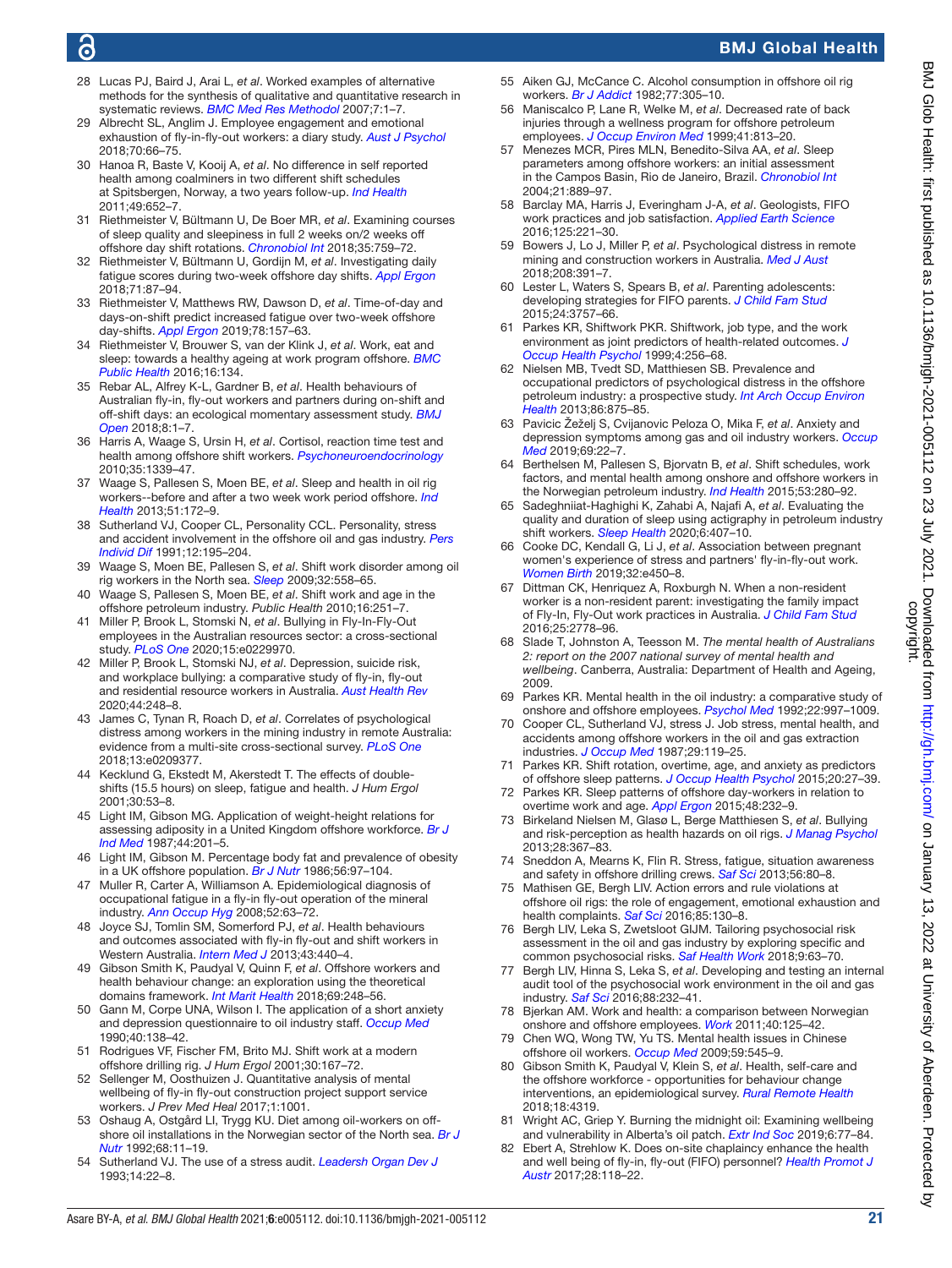28 Lucas PJ, Baird J, Arai L, *et al*. Worked examples of alternative methods for the synthesis of qualitative and quantitative research in systematic reviews. *BMC Med Res Methodol* 2007;7:1–7.
29 Albrecht SL, Anglim J. Employee engagement and emotional exhaustion of fly-in-fly-out workers: a diary study. *Aust J Psychol* 2018;70:66–75.
30 Hanoa R, Baste V, Kooij A, *et al*. No difference in self reported health among coalminers in two different shift schedules at Spitsbergen, Norway, a two years follow-up. *Ind Health* 2011;49:652–7.
31 Riethmeister V, Bültmann U, De Boer MR, *et al*. Examining courses of sleep quality and sleepiness in full 2 weeks on/2 weeks off offshore day shift rotations. *Chronobiol Int* 2018;35:759–72.
32 Riethmeister V, Bültmann U, Gordijn M, *et al*. Investigating daily fatigue scores during two-week offshore day shifts. *Appl Ergon* 2018;71:87–94.
33 Riethmeister V, Matthews RW, Dawson D, *et al*. Time-of-day and days-on-shift predict increased fatigue over two-week offshore day-shifts. *Appl Ergon* 2019;78:157–63.
34 Riethmeister V, Brouwer S, van der Klink J, *et al*. Work, eat and sleep: towards a healthy ageing at work program offshore. *BMC Public Health* 2016;16:134.
35 Rebar AL, Alfrey K-L, Gardner B, *et al*. Health behaviours of Australian fly-in, fly-out workers and partners during on-shift and off-shift days: an ecological momentary assessment study. *BMJ Open* 2018;8:1–7.
36 Harris A, Waage S, Ursin H, *et al*. Cortisol, reaction time test and health among offshore shift workers. *Psychoneuroendocrinology* 2010;35:1339–47.
37 Waage S, Pallesen S, Moen BE, *et al*. Sleep and health in oil rig workers--before and after a two week work period offshore. *Ind Health* 2013;51:172–9.
38 Sutherland VJ, Cooper CL, Personality CCL. Personality, stress and accident involvement in the offshore oil and gas industry. *Pers Individ Dif* 1991;12:195–204.
39 Waage S, Moen BE, Pallesen S, *et al*. Shift work disorder among oil rig workers in the North sea. *Sleep* 2009;32:558–65.
40 Waage S, Pallesen S, Moen BE, *et al*. Shift work and age in the offshore petroleum industry. *Public Health* 2010;16:251–7.
41 Miller P, Brook L, Stomski N, *et al*. Bullying in Fly-In-Fly-Out employees in the Australian resources sector: a cross-sectional study. *PLoS One* 2020;15:e0229970.
42 Miller P, Brook L, Stomski NJ, *et al*. Depression, suicide risk, and workplace bullying: a comparative study of fly-in, fly-out and residential resource workers in Australia. *Aust Health Rev* 2020;44:248–8.
43 James C, Tynan R, Roach D, *et al*. Correlates of psychological distress among workers in the mining industry in remote Australia: evidence from a multi-site cross-sectional survey. *PLoS One* 2018;13:e0209377.
44 Kecklund G, Ekstedt M, Akerstedt T. The effects of double-shifts (15.5 hours) on sleep, fatigue and health. *J Hum Ergol* 2001;30:53–8.
45 Light IM, Gibson MG. Application of weight-height relations for assessing adiposity in a United Kingdom offshore workforce. *Br J Ind Med* 1987;44:201–5.
46 Light IM, Gibson M. Percentage body fat and prevalence of obesity in a UK offshore population. *Br J Nutr* 1986;56:97–104.
47 Muller R, Carter A, Williamson A. Epidemiological diagnosis of occupational fatigue in a fly-in fly-out operation of the mineral industry. *Ann Occup Hyg* 2008;52:63–72.
48 Joyce SJ, Tomlin SM, Somerford PJ, *et al*. Health behaviours and outcomes associated with fly-in fly-out and shift workers in Western Australia. *Intern Med J* 2013;43:440–4.
49 Gibson Smith K, Paudyal V, Quinn F, *et al*. Offshore workers and health behaviour change: an exploration using the theoretical domains framework. *Int Marit Health* 2018;69:248–56.
50 Gann M, Corpe UNA, Wilson I. The application of a short anxiety and depression questionnaire to oil industry staff. *Occup Med* 1990;40:138–42.
51 Rodrigues VF, Fischer FM, Brito MJ. Shift work at a modern offshore drilling rig. *J Hum Ergol* 2001;30:167–72.
52 Sellenger M, Oosthuizen J. Quantitative analysis of mental wellbeing of fly-in fly-out construction project support service workers. *J Prev Med Heal* 2017;1:1001.
53 Oshaug A, Ostgård LI, Trygg KU. Diet among oil-workers on off-shore oil installations in the Norwegian sector of the North sea. *Br J Nutr* 1992;68:11–19.
54 Sutherland VJ. The use of a stress audit. *Leadersh Organ Dev J* 1993;14:22–8.
55 Aiken GJ, McCance C. Alcohol consumption in offshore oil rig workers. *Br J Addict* 1982;77:305–10.
56 Maniscalco P, Lane R, Welke M, *et al*. Decreased rate of back injuries through a wellness program for offshore petroleum employees. *J Occup Environ Med* 1999;41:813–20.
57 Menezes MCR, Pires MLN, Benedito-Silva AA, *et al*. Sleep parameters among offshore workers: an initial assessment in the Campos Basin, Rio de Janeiro, Brazil. *Chronobiol Int* 2004;21:889–97.
58 Barclay MA, Harris J, Everingham J-A, *et al*. Geologists, FIFO work practices and job satisfaction. *Applied Earth Science* 2016;125:221–30.
59 Bowers J, Lo J, Miller P, *et al*. Psychological distress in remote mining and construction workers in Australia. *Med J Aust* 2018;208:391–7.
60 Lester L, Waters S, Spears B, *et al*. Parenting adolescents: developing strategies for FIFO parents. *J Child Fam Stud* 2015;24:3757–66.
61 Parkes KR, Shiftwork PKR. Shiftwork, job type, and the work environment as joint predictors of health-related outcomes. *J Occup Health Psychol* 1999;4:256–68.
62 Nielsen MB, Tvedt SD, Matthiesen SB. Prevalence and occupational predictors of psychological distress in the offshore petroleum industry: a prospective study. *Int Arch Occup Environ Health* 2013;86:875–85.
63 Pavicic Žeželj S, Cvijanovic Peloza O, Mika F, *et al*. Anxiety and depression symptoms among gas and oil industry workers. *Occup Med* 2019;69:22–7.
64 Berthelsen M, Pallesen S, Bjorvatn B, *et al*. Shift schedules, work factors, and mental health among onshore and offshore workers in the Norwegian petroleum industry. *Ind Health* 2015;53:280–92.
65 Sadeghniiat-Haghighi K, Zahabi A, Najafi A, *et al*. Evaluating the quality and duration of sleep using actigraphy in petroleum industry shift workers. *Sleep Health* 2020;6:407–10.
66 Cooke DC, Kendall G, Li J, *et al*. Association between pregnant women's experience of stress and partners' fly-in-fly-out work. *Women Birth* 2019;32:e450–8.
67 Dittman CK, Henriquez A, Roxburgh N. When a non-resident worker is a non-resident parent: investigating the family impact of Fly-In, Fly-Out work practices in Australia. *J Child Fam Stud* 2016;25:2778–96.
68 Slade T, Johnston A, Teesson M. *The mental health of Australians 2: report on the 2007 national survey of mental health and wellbeing*. Canberra, Australia: Department of Health and Ageing, 2009.
69 Parkes KR. Mental health in the oil industry: a comparative study of onshore and offshore employees. *Psychol Med* 1992;22:997–1009.
70 Cooper CL, Sutherland VJ, stress J. Job stress, mental health, and accidents among offshore workers in the oil and gas extraction industries. *J Occup Med* 1987;29:119–25.
71 Parkes KR. Shift rotation, overtime, age, and anxiety as predictors of offshore sleep patterns. *J Occup Health Psychol* 2015;20:27–39.
72 Parkes KR. Sleep patterns of offshore day-workers in relation to overtime work and age. *Appl Ergon* 2015;48:232–9.
73 Birkeland Nielsen M, Glasø L, Berge Matthiesen S, *et al*. Bullying and risk-perception as health hazards on oil rigs. *J Manag Psychol* 2013;28:367–83.
74 Sneddon A, Mearns K, Flin R. Stress, fatigue, situation awareness and safety in offshore drilling crews. *Saf Sci* 2013;56:80–8.
75 Mathisen GE, Bergh LIV. Action errors and rule violations at offshore oil rigs: the role of engagement, emotional exhaustion and health complaints. *Saf Sci* 2016;85:130–8.
76 Bergh LIV, Leka S, Zwetsloot GIJM. Tailoring psychosocial risk assessment in the oil and gas industry by exploring specific and common psychosocial risks. *Saf Health Work* 2018;9:63–70.
77 Bergh LIV, Hinna S, Leka S, *et al*. Developing and testing an internal audit tool of the psychosocial work environment in the oil and gas industry. *Saf Sci* 2016;88:232–41.
78 Bjerkan AM. Work and health: a comparison between Norwegian onshore and offshore employees. *Work* 2011;40:125–42.
79 Chen WQ, Wong TW, Yu TS. Mental health issues in Chinese offshore oil workers. *Occup Med* 2009;59:545–9.
80 Gibson Smith K, Paudyal V, Klein S, *et al*. Health, self-care and the offshore workforce - opportunities for behaviour change interventions, an epidemiological survey. *Rural Remote Health* 2018;18:4319.
81 Wright AC, Griep Y. Burning the midnight oil: Examining wellbeing and vulnerability in Alberta's oil patch. *Extr Ind Soc* 2019;6:77–84.
82 Ebert A, Strehlow K. Does on-site chaplaincy enhance the health and well being of fly-in, fly-out (FIFO) personnel? *Health Promot J Austr* 2017;28:118–22.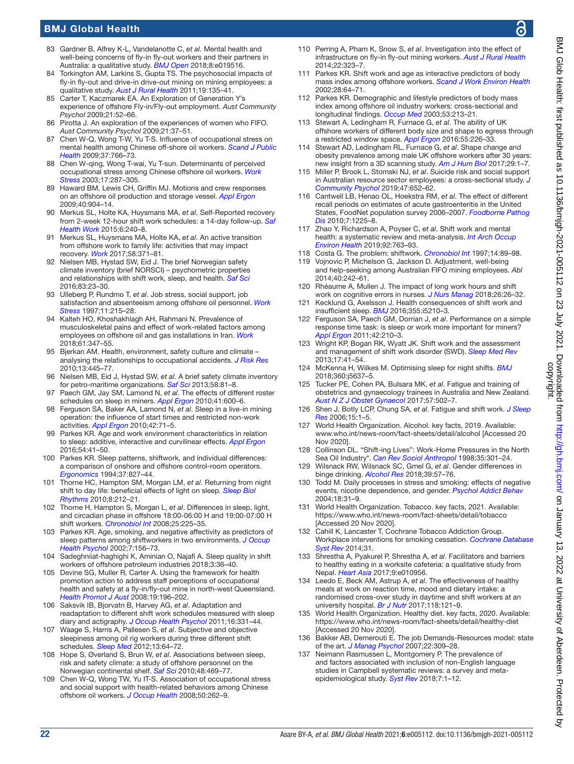83 Gardner B, Alfrey K-L, Vandelanotte C, *et al*. Mental health and well-being concerns of fly-in fly-out workers and their partners in Australia: a qualitative study. *BMJ Open* 2018;8:e019516.
84 Torkington AM, Larkins S, Gupta TS. The psychosocial impacts of fly-in fly-out and drive-in drive-out mining on mining employees: a qualitative study. *Aust J Rural Health* 2011;19:135–41.
85 Carter T, Kaczmarek EA. An Exploration of Generation Y's experience of offshore Fly-in/Fly-out employment. *Aust Community Psychol* 2009;21:52–66.
86 Pirotta J. An exploration of the experiences of women who FIFO. *Aust Community Psychol* 2009;21:37–51.
87 Chen W-Q, Wong T-W, Yu T-S. Influence of occupational stress on mental health among Chinese off-shore oil workers. *Scand J Public Health* 2009;37:766–73.
88 Chen W-qing, Wong T-wai, Yu T-sun. Determinants of perceived occupational stress among Chinese offshore oil workers. *Work Stress* 2003;17:287–305.
89 Haward BM, Lewis CH, Griffin MJ. Motions and crew responses on an offshore oil production and storage vessel. *Appl Ergon* 2009;40:904–14.
90 Merkus SL, Holte KA, Huysmans MA, *et al*. Self-Reported recovery from 2-week 12-hour shift work schedules: a 14-day follow-up. *Saf Health Work* 2015;6:240–8.
91 Merkus SL, Huysmans MA, Holte KA, *et al*. An active transition from offshore work to family life: activities that may impact recovery. *Work* 2017;58:371–81.
92 Nielsen MB, Hystad SW, Eid J. The brief Norwegian safety climate inventory (brief NORSCI) – psychometric properties and relationships with shift work, sleep, and health. *Saf Sci* 2016;83:23–30.
93 Ulleberg P, Rundmo T, *et al*. Job stress, social support, job satisfaction and absenteeism among offshore oil personnel. *Work Stress* 1997;11:215–28.
94 Kalteh HO, Khoshakhlagh AH, Rahmani N. Prevalence of musculoskeletal pains and effect of work-related factors among employees on offshore oil and gas installations in Iran. *Work* 2018;61:347–55.
95 Bjerkan AM. Health, environment, safety culture and climate – analysing the relationships to occupational accidents. *J Risk Res* 2010;13:445–77.
96 Nielsen MB, Eid J, Hystad SW, *et al*. A brief safety climate inventory for petro-maritime organizations. *Saf Sci* 2013;58:81–8.
97 Paech GM, Jay SM, Lamond N, *et al*. The effects of different roster schedules on sleep in miners. *Appl Ergon* 2010;41:600–6.
98 Ferguson SA, Baker AA, Lamond N, *et al*. Sleep in a live-in mining operation: the influence of start times and restricted non-work activities. *Appl Ergon* 2010;42:71–5.
99 Parkes KR. Age and work environment characteristics in relation to sleep: additive, interactive and curvilinear effects. *Appl Ergon* 2016;54:41–50.
100 Parkes KR. Sleep patterns, shiftwork, and individual differences: a comparison of onshore and offshore control-room operators. *Ergonomics* 1994;37:827–44.
101 Thorne HC, Hampton SM, Morgan LM, *et al*. Returning from night shift to day life: beneficial effects of light on sleep. *Sleep Biol Rhythms* 2010;8:212–21.
102 Thorne H, Hampton S, Morgan L, *et al*. Differences in sleep, light, and circadian phase in offshore 18:00-06:00 H and 19:00-07:00 H shift workers. *Chronobiol Int* 2008;25:225–35.
103 Parkes KR. Age, smoking, and negative affectivity as predictors of sleep patterns among shiftworkers in two environments. *J Occup Health Psychol* 2002;7:156–73.
104 Sadeghniiat-haghighi K, Aminian O, Najafi A. Sleep quality in shift workers of offshore petroleum industries 2018;3:36–40.
105 Devine SG, Muller R, Carter A. Using the framework for health promotion action to address staff perceptions of occupational health and safety at a fly-in/fly-out mine in north-west Queensland. *Health Promot J Aust* 2008;19:196–202.
106 Saksvik IB, Bjorvatn B, Harvey AG, *et al*. Adaptation and readaptation to different shift work schedules measured with sleep diary and actigraphy. *J Occup Health Psychol* 2011;16:331–44.
107 Waage S, Harris A, Pallesen S, *et al*. Subjective and objective sleepiness among oil rig workers during three different shift schedules. *Sleep Med* 2012;13:64–72.
108 Hope S, Øverland S, Brun W, *et al*. Associations between sleep, risk and safety climate: a study of offshore personnel on the Norwegian continental shelf. *Saf Sci* 2010;48:469–77.
109 Chen W-Q, Wong TW, Yu IT-S. Association of occupational stress and social support with health-related behaviors among Chinese offshore oil workers. *J Occup Health* 2008;50:262–9.
110 Perring A, Pham K, Snow S, *et al*. Investigation into the effect of infrastructure on fly-in fly-out mining workers. *Aust J Rural Health* 2014;22:323–7.
111 Parkes KR. Shift work and age as interactive predictors of body mass index among offshore workers. *Scand J Work Environ Health* 2002;28:64–71.
112 Parkes KR. Demographic and lifestyle predictors of body mass index among offshore oil industry workers: cross-sectional and longitudinal findings. *Occup Med* 2003;53:213–21.
113 Stewart A, Ledingham R, Furnace G, *et al*. The ability of UK offshore workers of different body size and shape to egress through a restricted window space. *Appl Ergon* 2016;55:226–33.
114 Stewart AD, Ledingham RL, Furnace G, *et al*. Shape change and obesity prevalence among male UK offshore workers after 30 years: new insight from a 3D scanning study. *Am J Hum Biol* 2017;29:1–7.
115 Miller P, Brook L, Stomski NJ, *et al*. Suicide risk and social support in Australian resource sector employees: a cross-sectional study. *J Community Psychol* 2019;47:652–62.
116 Cantwell LB, Henao OL, Hoekstra RM, *et al*. The effect of different recall periods on estimates of acute gastroenteritis in the United States, FoodNet population survey 2006–2007. *Foodborne Pathog Dis* 2010;7:1225–8.
117 Zhao Y, Richardson A, Poyser C, *et al*. Shift work and mental health: a systematic review and meta-analysis. *Int Arch Occup Environ Health* 2019;92:763–93.
118 Costa G. The problem: shiftwork. *Chronobiol Int* 1997;14:89–98.
119 Vojnovic P, Michelson G, Jackson D. Adjustment, well-being and help-seeking among Australian FIFO mining employees. *Abl* 2014;40:242–61.
120 Rhéaume A, Mullen J. The impact of long work hours and shift work on cognitive errors in nurses. *J Nurs Manag* 2018;26:26–32.
121 Kecklund G, Axelsson J. Health consequences of shift work and insufficient sleep. *BMJ* 2016;355:i5210–3.
122 Ferguson SA, Paech GM, Dorrian J, *et al*. Performance on a simple response time task: is sleep or work more important for miners? *Appl Ergon* 2011;42:210–3.
123 Wright KP, Bogan RK, Wyatt JK. Shift work and the assessment and management of shift work disorder (SWD). *Sleep Med Rev* 2013;17:41–54.
124 McKenna H, Wilkes M. Optimising sleep for night shifts. *BMJ* 2018;360:j5637–5.
125 Tucker PE, Cohen PA, Bulsara MK, *et al*. Fatigue and training of obstetrics and gynaecology trainees in Australia and New Zealand. *Aust N Z J Obstet Gynaecol* 2017;57:502–7.
126 Shen J, Botly LCP, Chung SA, *et al*. Fatigue and shift work. *J Sleep Res* 2006;15:1–5.
127 World Health Organization. Alcohol. key facts, 2019. Available: www.who.int/news-room/fact-sheets/detail/alcohol [Accessed 20 Nov 2020].
128 Collinson DL. "Shift-ing Lives": Work-Home Pressures in the North Sea Oil Industry*. *Can Rev Sociol Anthropol* 1998;35:301–24.
129 Wilsnack RW, Wilsnack SC, Gmel G, *et al*. Gender differences in binge drinking. *Alcohol Res* 2018;39:57–76.
130 Todd M. Daily processes in stress and smoking: effects of negative events, nicotine dependence, and gender. *Psychol Addict Behav* 2004;18:31–9.
131 World Health Organization. Tobacco. key facts, 2021. Available: https://www.who.int/news-room/fact-sheets/detail/tobacco [Accessed 20 Nov 2020].
132 Cahill K, Lancaster T, Cochrane Tobacco Addiction Group. Workplace interventions for smoking cessation. *Cochrane Database Syst Rev* 2014;31.
133 Shrestha A, Pyakurel P, Shrestha A, *et al*. Facilitators and barriers to healthy eating in a worksite cafeteria: a qualitative study from Nepal. *Heart Asia* 2017;9:e010956.
134 Leedo E, Beck AM, Astrup A, *et al*. The effectiveness of healthy meals at work on reaction time, mood and dietary intake: a randomised cross-over study in daytime and shift workers at an university hospital. *Br J Nutr* 2017;118:121–9.
135 World Health Organization. Healthy diet. key facts, 2020. Available: https://www.who.int/news-room/fact-sheets/detail/healthy-diet [Accessed 20 Nov 2020].
136 Bakker AB, Demerouti E. The job Demands-Resources model: state of the art. *J Manag Psychol* 2007;22:309–28.
137 Neimann Rasmussen L, Montgomery P. The prevalence of and factors associated with inclusion of non-English language studies in Campbell systematic reviews: a survey and meta-epidemiological study. *Syst Rev* 2018;7:1–12.